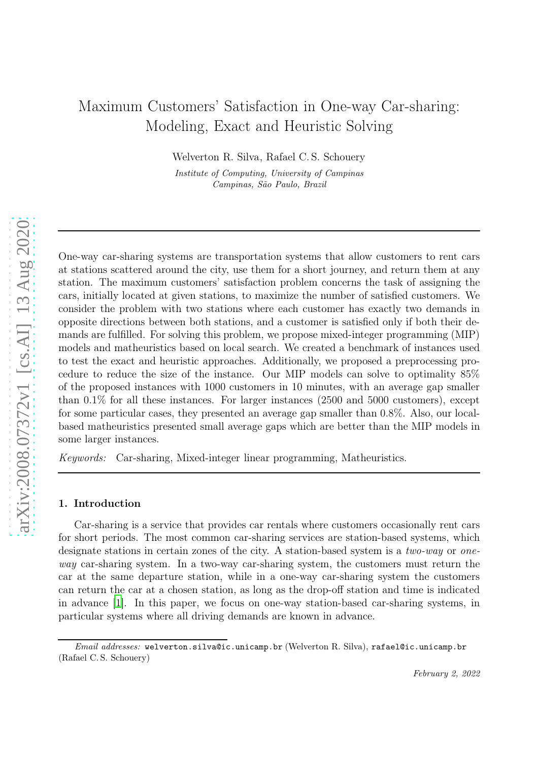# Maximum Customers' Satisfaction in One-way Car-sharing: Modeling, Exact and Heuristic Solving

Welverton R. Silva, Rafael C. S. Schouery

*Institute of Computing, University of Campinas*
*Campinas, São Paulo, Brazil*

---

One-way car-sharing systems are transportation systems that allow customers to rent cars at stations scattered around the city, use them for a short journey, and return them at any station. The maximum customers' satisfaction problem concerns the task of assigning the cars, initially located at given stations, to maximize the number of satisfied customers. We consider the problem with two stations where each customer has exactly two demands in opposite directions between both stations, and a customer is satisfied only if both their demands are fulfilled. For solving this problem, we propose mixed-integer programming (MIP) models and matheuristics based on local search. We created a benchmark of instances used to test the exact and heuristic approaches. Additionally, we proposed a preprocessing procedure to reduce the size of the instance. Our MIP models can solve to optimality 85% of the proposed instances with 1000 customers in 10 minutes, with an average gap smaller than 0.1% for all these instances. For larger instances (2500 and 5000 customers), except for some particular cases, they presented an average gap smaller than 0.8%. Also, our local-based matheuristics presented small average gaps which are better than the MIP models in some larger instances.

*Keywords:* Car-sharing, Mixed-integer linear programming, Matheuristics.

---

## 1. Introduction

Car-sharing is a service that provides car rentals where customers occasionally rent cars for short periods. The most common car-sharing services are station-based systems, which designate stations in certain zones of the city. A station-based system is a *two-way* or *one-way* car-sharing system. In a two-way car-sharing system, the customers must return the car at the same departure station, while in a one-way car-sharing system the customers can return the car at a chosen station, as long as the drop-off station and time is indicated in advance [1]. In this paper, we focus on one-way station-based car-sharing systems, in particular systems where all driving demands are known in advance.

---

*Email addresses:* welverton.silva@ic.unicamp.br (Welverton R. Silva), rafael@ic.unicamp.br (Rafael C. S. Schouery)

*February 2, 2022*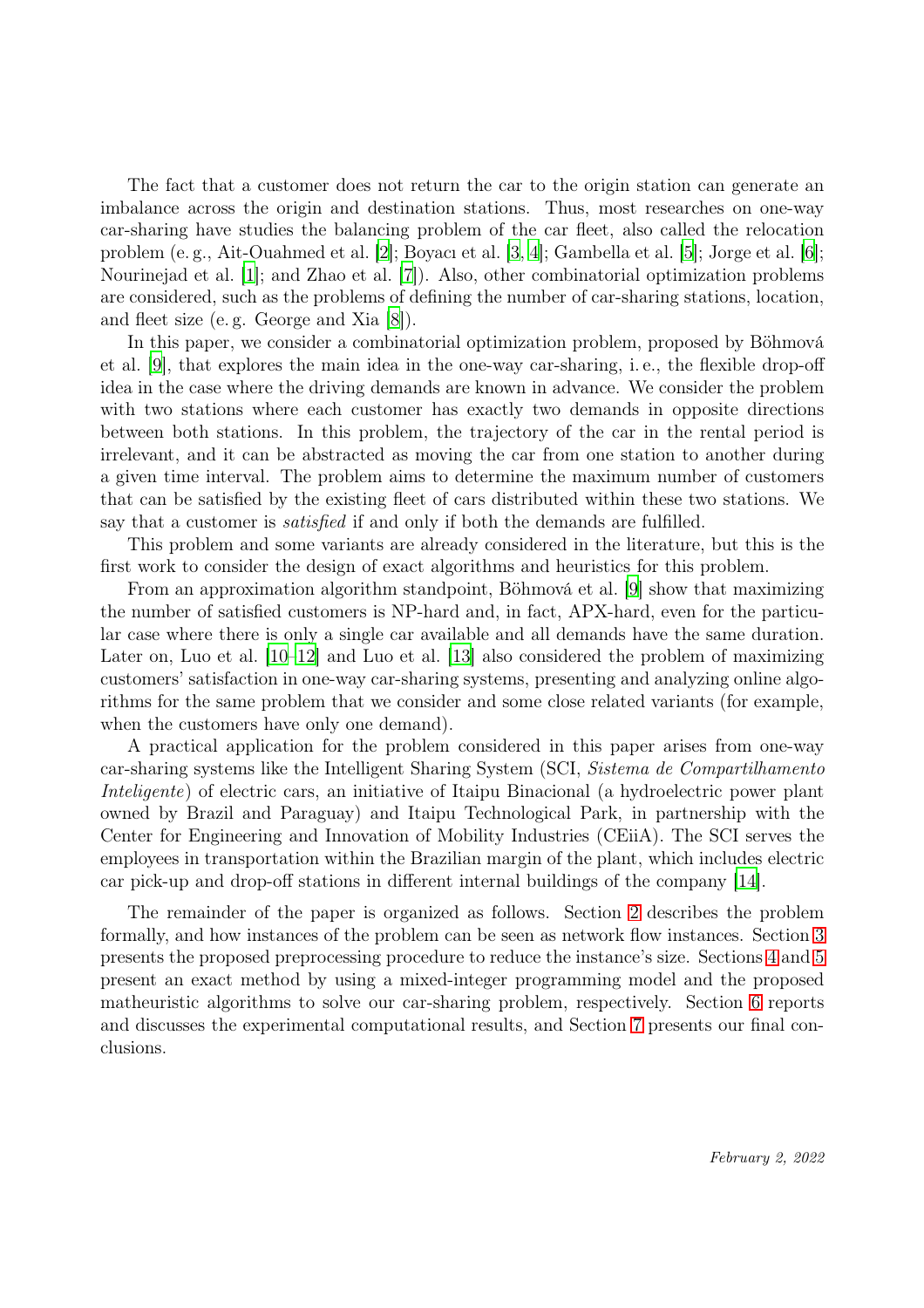The fact that a customer does not return the car to the origin station can generate an imbalance across the origin and destination stations. Thus, most researches on one-way car-sharing have studies the balancing problem of the car fleet, also called the relocation problem (e. g., Ait-Ouahmed et al. [2]; Boyacı et al. [3, 4]; Gambella et al. [5]; Jorge et al. [6]; Nourinejad et al. [1]; and Zhao et al. [7]). Also, other combinatorial optimization problems are considered, such as the problems of defining the number of car-sharing stations, location, and fleet size (e. g. George and Xia [8]).

In this paper, we consider a combinatorial optimization problem, proposed by Böhmová et al. [9], that explores the main idea in the one-way car-sharing, i. e., the flexible drop-off idea in the case where the driving demands are known in advance. We consider the problem with two stations where each customer has exactly two demands in opposite directions between both stations. In this problem, the trajectory of the car in the rental period is irrelevant, and it can be abstracted as moving the car from one station to another during a given time interval. The problem aims to determine the maximum number of customers that can be satisfied by the existing fleet of cars distributed within these two stations. We say that a customer is *satisfied* if and only if both the demands are fulfilled.

This problem and some variants are already considered in the literature, but this is the first work to consider the design of exact algorithms and heuristics for this problem.

From an approximation algorithm standpoint, Böhmová et al. [9] show that maximizing the number of satisfied customers is NP-hard and, in fact, APX-hard, even for the particular case where there is only a single car available and all demands have the same duration. Later on, Luo et al. [10–12] and Luo et al. [13] also considered the problem of maximizing customers' satisfaction in one-way car-sharing systems, presenting and analyzing online algorithms for the same problem that we consider and some close related variants (for example, when the customers have only one demand).

A practical application for the problem considered in this paper arises from one-way car-sharing systems like the Intelligent Sharing System (SCI, *Sistema de Compartilhamento Inteligente*) of electric cars, an initiative of Itaipu Binacional (a hydroelectric power plant owned by Brazil and Paraguay) and Itaipu Technological Park, in partnership with the Center for Engineering and Innovation of Mobility Industries (CEiiA). The SCI serves the employees in transportation within the Brazilian margin of the plant, which includes electric car pick-up and drop-off stations in different internal buildings of the company [14].

The remainder of the paper is organized as follows. Section 2 describes the problem formally, and how instances of the problem can be seen as network flow instances. Section 3 presents the proposed preprocessing procedure to reduce the instance's size. Sections 4 and 5 present an exact method by using a mixed-integer programming model and the proposed matheuristic algorithms to solve our car-sharing problem, respectively. Section 6 reports and discusses the experimental computational results, and Section 7 presents our final conclusions.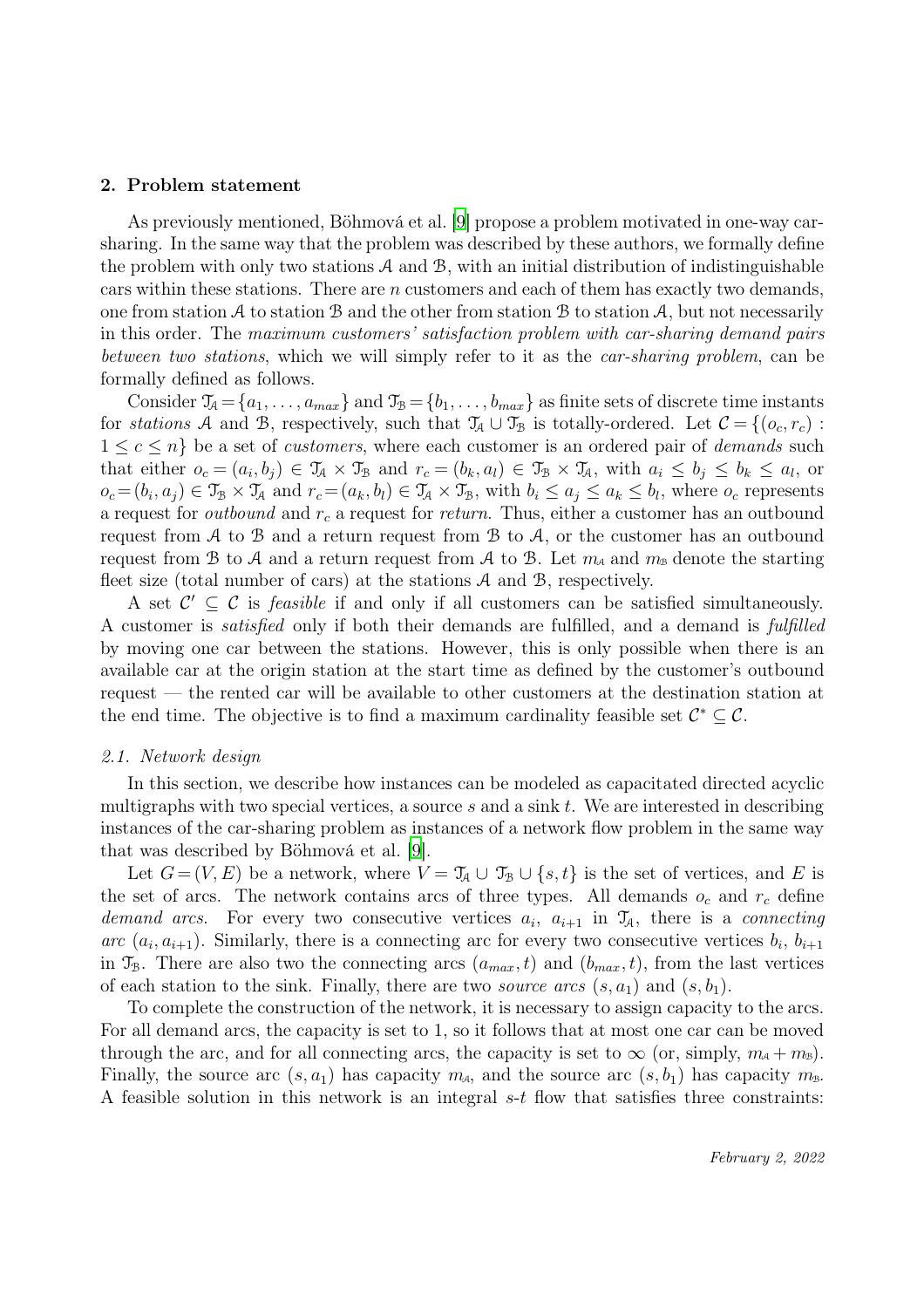## 2. Problem statement

As previously mentioned, Böhmová et al. [9] propose a problem motivated in one-way car-sharing. In the same way that the problem was described by these authors, we formally define the problem with only two stations $\mathcal{A}$ and $\mathcal{B}$, with an initial distribution of indistinguishable cars within these stations. There are $n$ customers and each of them has exactly two demands, one from station $\mathcal{A}$ to station $\mathcal{B}$ and the other from station $\mathcal{B}$ to station $\mathcal{A}$, but not necessarily in this order. The *maximum customers' satisfaction problem with car-sharing demand pairs between two stations*, which we will simply refer to it as the *car-sharing problem*, can be formally defined as follows.

Consider $\mathcal{T}_{\mathcal{A}} = \{a_1, \ldots, a_{max}\}$ and $\mathcal{T}_{\mathcal{B}} = \{b_1, \ldots, b_{max}\}$ as finite sets of discrete time instants for *stations* $\mathcal{A}$ and $\mathcal{B}$, respectively, such that $\mathcal{T}_{\mathcal{A}} \cup \mathcal{T}_{\mathcal{B}}$ is totally-ordered. Let $\mathcal{C} = \{(o_c, r_c) : 1 \leq c \leq n\}$ be a set of *customers*, where each customer is an ordered pair of *demands* such that either $o_c = (a_i, b_j) \in \mathcal{T}_{\mathcal{A}} \times \mathcal{T}_{\mathcal{B}}$ and $r_c = (b_k, a_l) \in \mathcal{T}_{\mathcal{B}} \times \mathcal{T}_{\mathcal{A}}$, with $a_i \leq b_j \leq b_k \leq a_l$, or $o_c = (b_i, a_j) \in \mathcal{T}_{\mathcal{B}} \times \mathcal{T}_{\mathcal{A}}$ and $r_c = (a_k, b_l) \in \mathcal{T}_{\mathcal{A}} \times \mathcal{T}_{\mathcal{B}}$, with $b_i \leq a_j \leq a_k \leq b_l$, where $o_c$ represents a request for *outbound* and $r_c$ a request for *return*. Thus, either a customer has an outbound request from $\mathcal{A}$ to $\mathcal{B}$ and a return request from $\mathcal{B}$ to $\mathcal{A}$, or the customer has an outbound request from $\mathcal{B}$ to $\mathcal{A}$ and a return request from $\mathcal{A}$ to $\mathcal{B}$. Let $m_{\mathcal{A}}$ and $m_{\mathcal{B}}$ denote the starting fleet size (total number of cars) at the stations $\mathcal{A}$ and $\mathcal{B}$, respectively.

A set $\mathcal{C}' \subseteq \mathcal{C}$ is *feasible* if and only if all customers can be satisfied simultaneously. A customer is *satisfied* only if both their demands are fulfilled, and a demand is *fulfilled* by moving one car between the stations. However, this is only possible when there is an available car at the origin station at the start time as defined by the customer's outbound request — the rented car will be available to other customers at the destination station at the end time. The objective is to find a maximum cardinality feasible set $\mathcal{C}^* \subseteq \mathcal{C}$.

### 2.1. Network design

In this section, we describe how instances can be modeled as capacitated directed acyclic multigraphs with two special vertices, a source $s$ and a sink $t$. We are interested in describing instances of the car-sharing problem as instances of a network flow problem in the same way that was described by Böhmová et al. [9].

Let $G = (V, E)$ be a network, where $V = \mathcal{T}_{\mathcal{A}} \cup \mathcal{T}_{\mathcal{B}} \cup \{s, t\}$ is the set of vertices, and $E$ is the set of arcs. The network contains arcs of three types. All demands $o_c$ and $r_c$ define *demand arcs*. For every two consecutive vertices $a_i$, $a_{i+1}$ in $\mathcal{T}_{\mathcal{A}}$, there is a *connecting arc* $(a_i, a_{i+1})$. Similarly, there is a connecting arc for every two consecutive vertices $b_i$, $b_{i+1}$ in $\mathcal{T}_{\mathcal{B}}$. There are also two the connecting arcs $(a_{max}, t)$ and $(b_{max}, t)$, from the last vertices of each station to the sink. Finally, there are two *source arcs* $(s, a_1)$ and $(s, b_1)$.

To complete the construction of the network, it is necessary to assign capacity to the arcs. For all demand arcs, the capacity is set to 1, so it follows that at most one car can be moved through the arc, and for all connecting arcs, the capacity is set to $\infty$ (or, simply, $m_{\mathcal{A}} + m_{\mathcal{B}}$). Finally, the source arc $(s, a_1)$ has capacity $m_{\mathcal{A}}$, and the source arc $(s, b_1)$ has capacity $m_{\mathcal{B}}$. A feasible solution in this network is an integral $s$-$t$ flow that satisfies three constraints: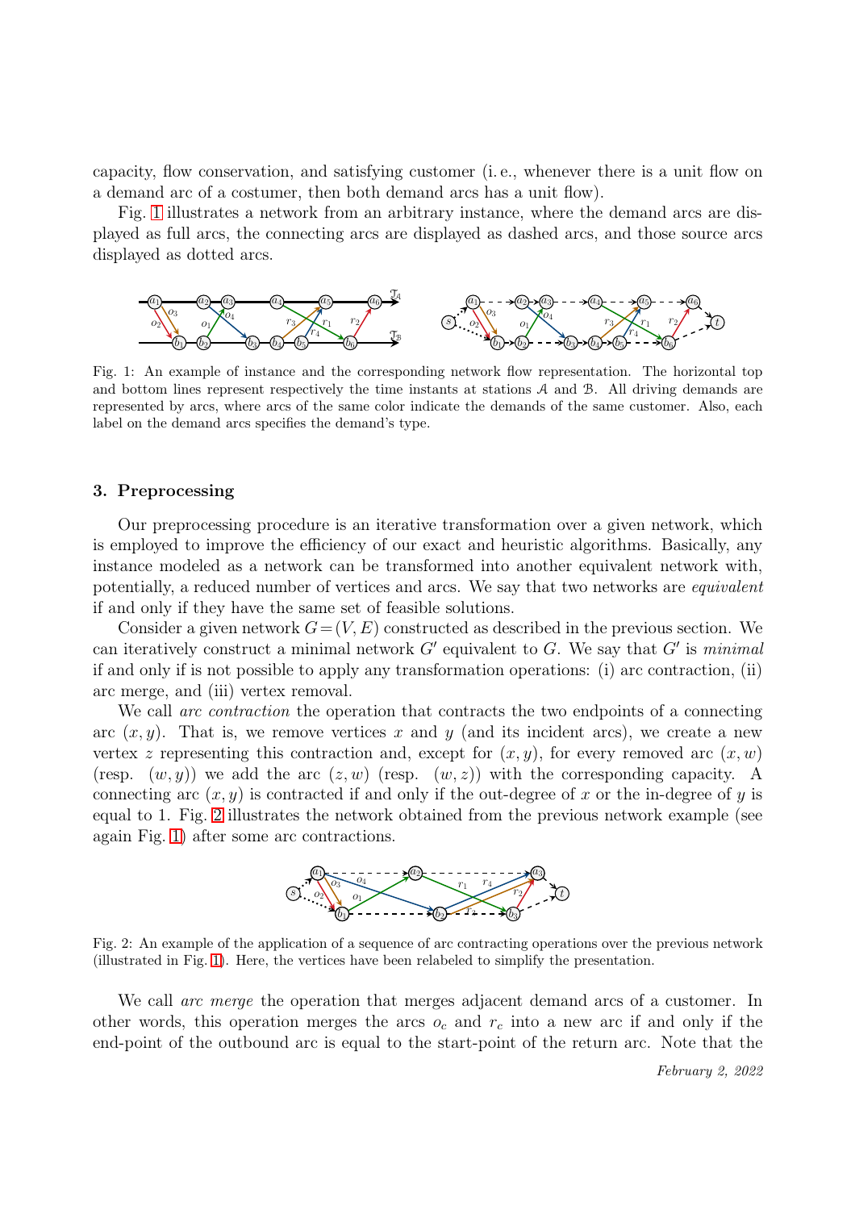capacity, flow conservation, and satisfying customer (i. e., whenever there is a unit flow on a demand arc of a costumer, then both demand arcs has a unit flow).

Fig. 1 illustrates a network from an arbitrary instance, where the demand arcs are displayed as full arcs, the connecting arcs are displayed as dashed arcs, and those source arcs displayed as dotted arcs.

Fig. 1: An example of instance and the corresponding network flow representation. The horizontal top and bottom lines represent respectively the time instants at stations $\mathcal{A}$ and $\mathcal{B}$. All driving demands are represented by arcs, where arcs of the same color indicate the demands of the same customer. Also, each label on the demand arcs specifies the demand's type.

### 3. Preprocessing

Our preprocessing procedure is an iterative transformation over a given network, which is employed to improve the efficiency of our exact and heuristic algorithms. Basically, any instance modeled as a network can be transformed into another equivalent network with, potentially, a reduced number of vertices and arcs. We say that two networks are *equivalent* if and only if they have the same set of feasible solutions.

Consider a given network $G = (V, E)$ constructed as described in the previous section. We can iteratively construct a minimal network $G'$ equivalent to $G$. We say that $G'$ is *minimal* if and only if is not possible to apply any transformation operations: (i) arc contraction, (ii) arc merge, and (iii) vertex removal.

We call *arc contraction* the operation that contracts the two endpoints of a connecting arc $(x, y)$. That is, we remove vertices $x$ and $y$ (and its incident arcs), we create a new vertex $z$ representing this contraction and, except for $(x, y)$, for every removed arc $(x, w)$ (resp. $(w, y)$) we add the arc $(z, w)$ (resp. $(w, z)$) with the corresponding capacity. A connecting arc $(x, y)$ is contracted if and only if the out-degree of $x$ or the in-degree of $y$ is equal to 1. Fig. 2 illustrates the network obtained from the previous network example (see again Fig. 1) after some arc contractions.

Fig. 2: An example of the application of a sequence of arc contracting operations over the previous network (illustrated in Fig. 1). Here, the vertices have been relabeled to simplify the presentation.

We call *arc merge* the operation that merges adjacent demand arcs of a customer. In other words, this operation merges the arcs $o_c$ and $r_c$ into a new arc if and only if the end-point of the outbound arc is equal to the start-point of the return arc. Note that the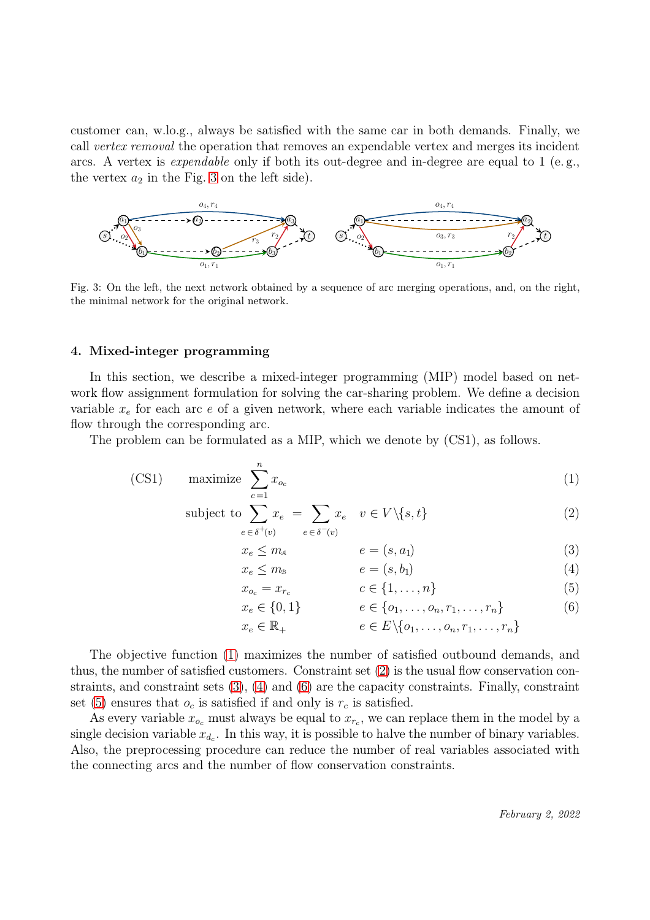customer can, w.lo.g., always be satisfied with the same car in both demands. Finally, we call *vertex removal* the operation that removes an expendable vertex and merges its incident arcs. A vertex is *expendable* only if both its out-degree and in-degree are equal to 1 (e. g., the vertex $a_2$ in the Fig. 3 on the left side).

Fig. 3: On the left, the next network obtained by a sequence of arc merging operations, and, on the right, the minimal network for the original network.

## 4. Mixed-integer programming

In this section, we describe a mixed-integer programming (MIP) model based on network flow assignment formulation for solving the car-sharing problem. We define a decision variable $x_e$ for each arc $e$ of a given network, where each variable indicates the amount of flow through the corresponding arc.

The problem can be formulated as a MIP, which we denote by (CS1), as follows.

$$\text{(CS1)} \qquad \text{maximize} \sum_{c=1}^{n} x_{o_c} \tag{1}$$

$$\text{subject to} \sum_{e \in \delta^+(v)} x_e = \sum_{e \in \delta^-(v)} x_e \quad v \in V \backslash \{s, t\} \tag{2}$$

$$x_e \leq m_{\mathbb{A}} \qquad e = (s, a_1) \tag{3}$$

$$x_e \leq m_{\mathbb{B}} \qquad e = (s, b_1) \tag{4}$$

$$x_{o_c} = x_{r_c} \qquad c \in \{1, \ldots, n\} \tag{5}$$

$$x_e \in \{0, 1\} \qquad e \in \{o_1, \ldots, o_n, r_1, \ldots, r_n\} \tag{6}$$

$$x_e \in \mathbb{R}_+ \qquad e \in E \backslash \{o_1, \ldots, o_n, r_1, \ldots, r_n\}$$

The objective function (1) maximizes the number of satisfied outbound demands, and thus, the number of satisfied customers. Constraint set (2) is the usual flow conservation constraints, and constraint sets (3), (4) and (6) are the capacity constraints. Finally, constraint set (5) ensures that $o_c$ is satisfied if and only is $r_c$ is satisfied.

As every variable $x_{o_c}$ must always be equal to $x_{r_c}$, we can replace them in the model by a single decision variable $x_{d_c}$. In this way, it is possible to halve the number of binary variables. Also, the preprocessing procedure can reduce the number of real variables associated with the connecting arcs and the number of flow conservation constraints.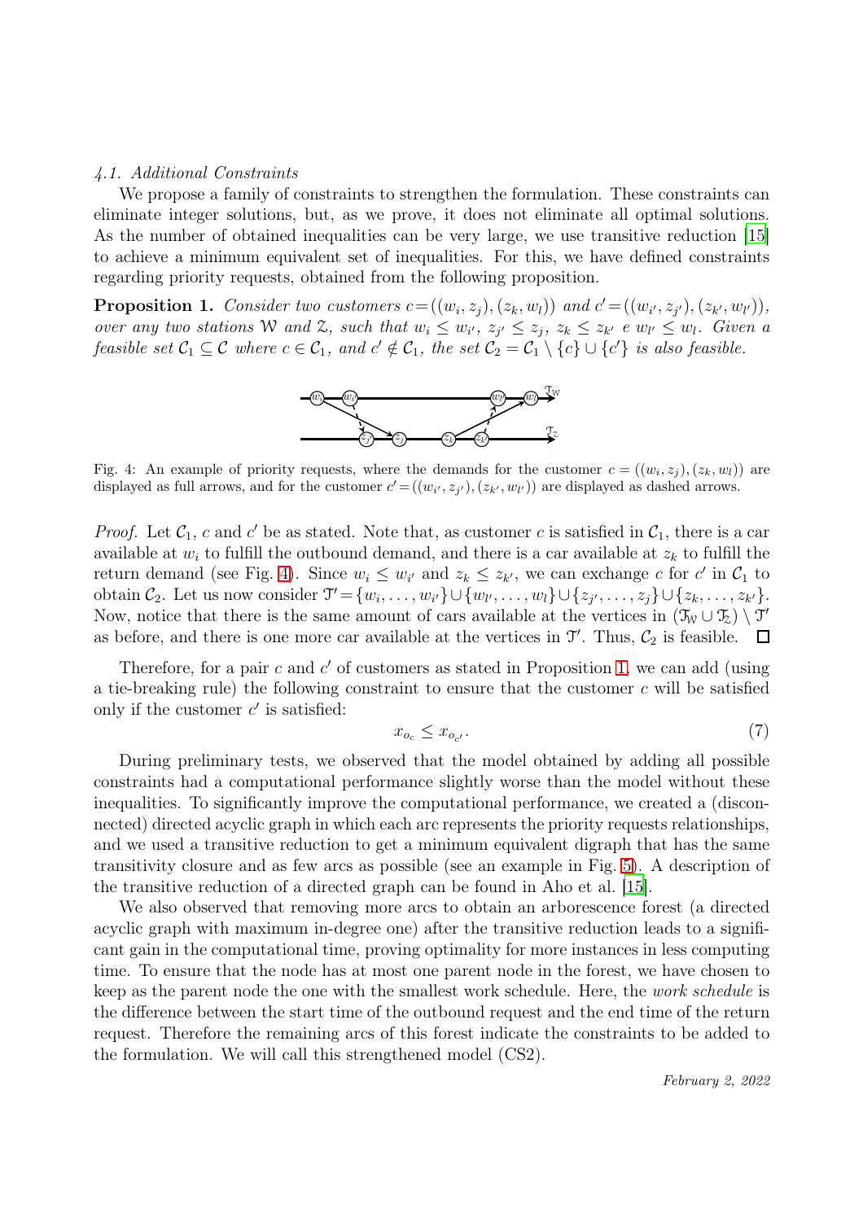### 4.1. Additional Constraints

We propose a family of constraints to strengthen the formulation. These constraints can eliminate integer solutions, but, as we prove, it does not eliminate all optimal solutions. As the number of obtained inequalities can be very large, we use transitive reduction [15] to achieve a minimum equivalent set of inequalities. For this, we have defined constraints regarding priority requests, obtained from the following proposition.

**Proposition 1.** *Consider two customers $c = ((w_i, z_j), (z_k, w_l))$ and $c' = ((w_{i'}, z_{j'}), (z_{k'}, w_{l'}))$, over any two stations $\mathcal{W}$ and $\mathcal{Z}$, such that $w_i \leq w_{i'}$, $z_{j'} \leq z_j$, $z_k \leq z_{k'}$ e $w_{l'} \leq w_l$. Given a feasible set $\mathcal{C}_1 \subseteq \mathcal{C}$ where $c \in \mathcal{C}_1$, and $c' \notin \mathcal{C}_1$, the set $\mathcal{C}_2 = \mathcal{C}_1 \setminus \{c\} \cup \{c'\}$ is also feasible.*

Fig. 4: An example of priority requests, where the demands for the customer $c = ((w_i, z_j), (z_k, w_l))$ are displayed as full arrows, and for the customer $c' = ((w_{i'}, z_{j'}), (z_{k'}, w_{l'}))$ are displayed as dashed arrows.

*Proof.* Let $\mathcal{C}_1$, $c$ and $c'$ be as stated. Note that, as customer $c$ is satisfied in $\mathcal{C}_1$, there is a car available at $w_i$ to fulfill the outbound demand, and there is a car available at $z_k$ to fulfill the return demand (see Fig. 4). Since $w_i \leq w_{i'}$ and $z_k \leq z_{k'}$, we can exchange $c$ for $c'$ in $\mathcal{C}_1$ to obtain $\mathcal{C}_2$. Let us now consider $\mathcal{T}' = \{w_i, \ldots, w_{i'}\} \cup \{w_{l'}, \ldots, w_l\} \cup \{z_{j'}, \ldots, z_j\} \cup \{z_k, \ldots, z_{k'}\}$. Now, notice that there is the same amount of cars available at the vertices in $(\mathcal{T}_\mathcal{W} \cup \mathcal{T}_\mathcal{Z}) \setminus \mathcal{T}'$ as before, and there is one more car available at the vertices in $\mathcal{T}'$. Thus, $\mathcal{C}_2$ is feasible. $\square$

Therefore, for a pair $c$ and $c'$ of customers as stated in Proposition 1, we can add (using a tie-breaking rule) the following constraint to ensure that the customer $c$ will be satisfied only if the customer $c'$ is satisfied:

$$x_{o_c} \leq x_{o_{c'}}. \tag{7}$$

During preliminary tests, we observed that the model obtained by adding all possible constraints had a computational performance slightly worse than the model without these inequalities. To significantly improve the computational performance, we created a (disconnected) directed acyclic graph in which each arc represents the priority requests relationships, and we used a transitive reduction to get a minimum equivalent digraph that has the same transitivity closure and as few arcs as possible (see an example in Fig. 5). A description of the transitive reduction of a directed graph can be found in Aho et al. [15].

We also observed that removing more arcs to obtain an arborescence forest (a directed acyclic graph with maximum in-degree one) after the transitive reduction leads to a significant gain in the computational time, proving optimality for more instances in less computing time. To ensure that the node has at most one parent node in the forest, we have chosen to keep as the parent node the one with the smallest work schedule. Here, the *work schedule* is the difference between the start time of the outbound request and the end time of the return request. Therefore the remaining arcs of this forest indicate the constraints to be added to the formulation. We will call this strengthened model (CS2).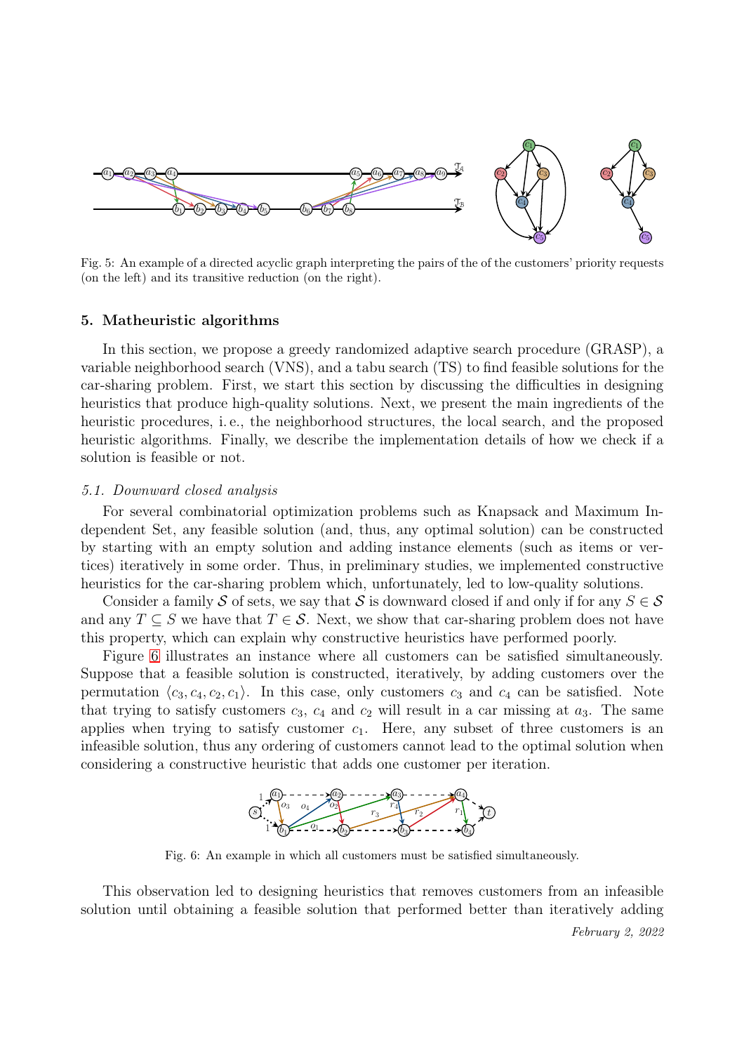Fig. 5: An example of a directed acyclic graph interpreting the pairs of the of the customers' priority requests (on the left) and its transitive reduction (on the right).

## 5. Matheuristic algorithms

In this section, we propose a greedy randomized adaptive search procedure (GRASP), a variable neighborhood search (VNS), and a tabu search (TS) to find feasible solutions for the car-sharing problem. First, we start this section by discussing the difficulties in designing heuristics that produce high-quality solutions. Next, we present the main ingredients of the heuristic procedures, i. e., the neighborhood structures, the local search, and the proposed heuristic algorithms. Finally, we describe the implementation details of how we check if a solution is feasible or not.

### 5.1. Downward closed analysis

For several combinatorial optimization problems such as Knapsack and Maximum Independent Set, any feasible solution (and, thus, any optimal solution) can be constructed by starting with an empty solution and adding instance elements (such as items or vertices) iteratively in some order. Thus, in preliminary studies, we implemented constructive heuristics for the car-sharing problem which, unfortunately, led to low-quality solutions.

Consider a family $\mathcal{S}$ of sets, we say that $\mathcal{S}$ is downward closed if and only if for any $S \in \mathcal{S}$ and any $T \subseteq S$ we have that $T \in \mathcal{S}$. Next, we show that car-sharing problem does not have this property, which can explain why constructive heuristics have performed poorly.

Figure 6 illustrates an instance where all customers can be satisfied simultaneously. Suppose that a feasible solution is constructed, iteratively, by adding customers over the permutation $\langle c_3, c_4, c_2, c_1 \rangle$. In this case, only customers $c_3$ and $c_4$ can be satisfied. Note that trying to satisfy customers $c_3$, $c_4$ and $c_2$ will result in a car missing at $a_3$. The same applies when trying to satisfy customer $c_1$. Here, any subset of three customers is an infeasible solution, thus any ordering of customers cannot lead to the optimal solution when considering a constructive heuristic that adds one customer per iteration.

Fig. 6: An example in which all customers must be satisfied simultaneously.

This observation led to designing heuristics that removes customers from an infeasible solution until obtaining a feasible solution that performed better than iteratively adding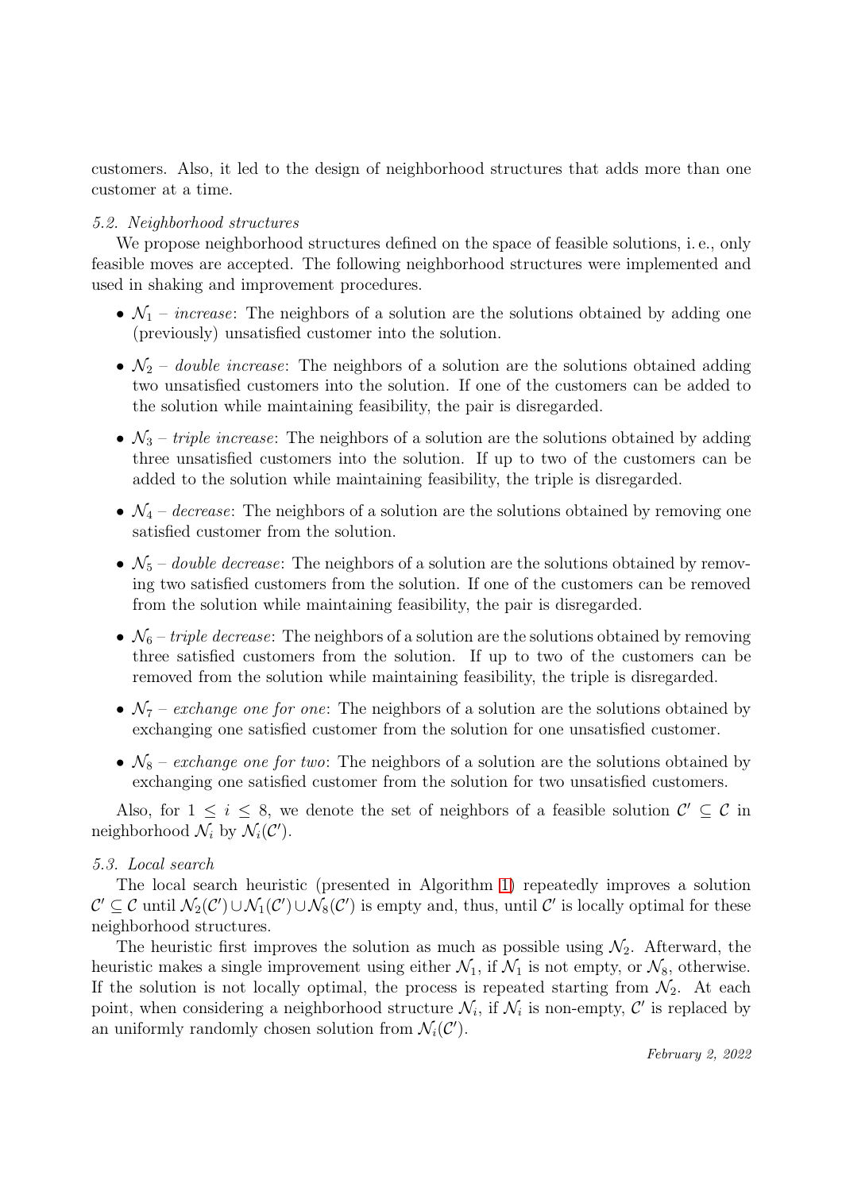customers. Also, it led to the design of neighborhood structures that adds more than one customer at a time.

### 5.2. Neighborhood structures

We propose neighborhood structures defined on the space of feasible solutions, i. e., only feasible moves are accepted. The following neighborhood structures were implemented and used in shaking and improvement procedures.

- $\mathcal{N}_1$ – *increase*: The neighbors of a solution are the solutions obtained by adding one (previously) unsatisfied customer into the solution.
- $\mathcal{N}_2$ – *double increase*: The neighbors of a solution are the solutions obtained adding two unsatisfied customers into the solution. If one of the customers can be added to the solution while maintaining feasibility, the pair is disregarded.
- $\mathcal{N}_3$ – *triple increase*: The neighbors of a solution are the solutions obtained by adding three unsatisfied customers into the solution. If up to two of the customers can be added to the solution while maintaining feasibility, the triple is disregarded.
- $\mathcal{N}_4$ – *decrease*: The neighbors of a solution are the solutions obtained by removing one satisfied customer from the solution.
- $\mathcal{N}_5$ – *double decrease*: The neighbors of a solution are the solutions obtained by removing two satisfied customers from the solution. If one of the customers can be removed from the solution while maintaining feasibility, the pair is disregarded.
- $\mathcal{N}_6$ – *triple decrease*: The neighbors of a solution are the solutions obtained by removing three satisfied customers from the solution. If up to two of the customers can be removed from the solution while maintaining feasibility, the triple is disregarded.
- $\mathcal{N}_7$ – *exchange one for one*: The neighbors of a solution are the solutions obtained by exchanging one satisfied customer from the solution for one unsatisfied customer.
- $\mathcal{N}_8$ – *exchange one for two*: The neighbors of a solution are the solutions obtained by exchanging one satisfied customer from the solution for two unsatisfied customers.

Also, for $1 \leq i \leq 8$, we denote the set of neighbors of a feasible solution $\mathcal{C}' \subseteq \mathcal{C}$ in neighborhood $\mathcal{N}_i$ by $\mathcal{N}_i(\mathcal{C}')$.

### 5.3. Local search

The local search heuristic (presented in Algorithm 1) repeatedly improves a solution $\mathcal{C}' \subseteq \mathcal{C}$ until $\mathcal{N}_2(\mathcal{C}') \cup \mathcal{N}_1(\mathcal{C}') \cup \mathcal{N}_8(\mathcal{C}')$ is empty and, thus, until $\mathcal{C}'$ is locally optimal for these neighborhood structures.

The heuristic first improves the solution as much as possible using $\mathcal{N}_2$. Afterward, the heuristic makes a single improvement using either $\mathcal{N}_1$, if $\mathcal{N}_1$ is not empty, or $\mathcal{N}_8$, otherwise. If the solution is not locally optimal, the process is repeated starting from $\mathcal{N}_2$. At each point, when considering a neighborhood structure $\mathcal{N}_i$, if $\mathcal{N}_i$ is non-empty, $\mathcal{C}'$ is replaced by an uniformly randomly chosen solution from $\mathcal{N}_i(\mathcal{C}')$.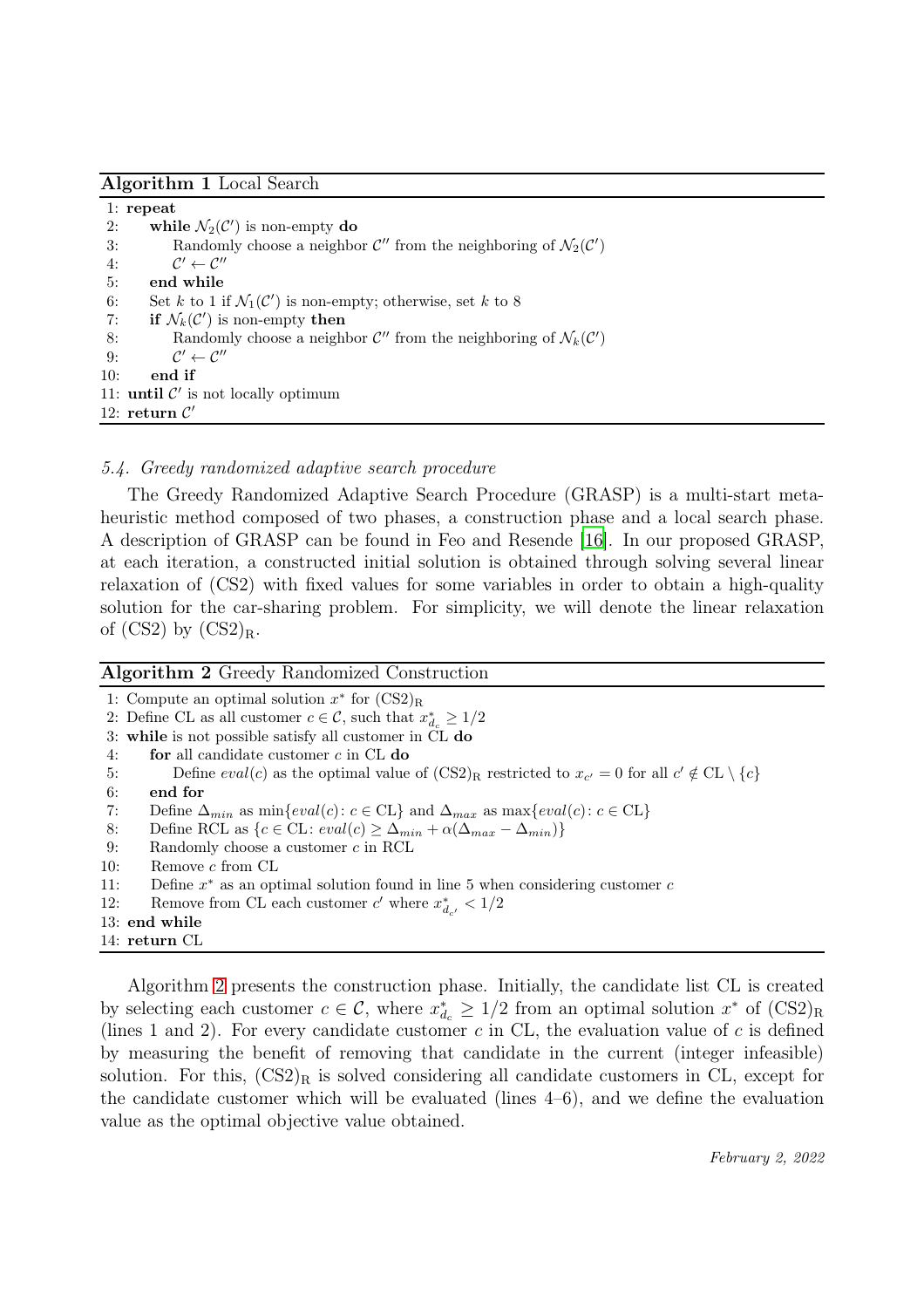**Algorithm 1** Local Search

```
1: repeat
2:     while N_2(C') is non-empty do
3:         Randomly choose a neighbor C'' from the neighboring of N_2(C')
4:         C' ← C''
5:     end while
6:     Set k to 1 if N_1(C') is non-empty; otherwise, set k to 8
7:     if N_k(C') is non-empty then
8:         Randomly choose a neighbor C'' from the neighboring of N_k(C')
9:         C' ← C''
10:    end if
11: until C' is not locally optimum
12: return C'
```

### 5.4. Greedy randomized adaptive search procedure

The Greedy Randomized Adaptive Search Procedure (GRASP) is a multi-start metaheuristic method composed of two phases, a construction phase and a local search phase. A description of GRASP can be found in Feo and Resende [16]. In our proposed GRASP, at each iteration, a constructed initial solution is obtained through solving several linear relaxation of (CS2) with fixed values for some variables in order to obtain a high-quality solution for the car-sharing problem. For simplicity, we will denote the linear relaxation of (CS2) by $(\text{CS2})_\text{R}$.

**Algorithm 2** Greedy Randomized Construction

```
1: Compute an optimal solution x* for (CS2)_R
2: Define CL as all customer c ∈ C, such that x*_{d_c} ≥ 1/2
3: while is not possible satisfy all customer in CL do
4:     for all candidate customer c in CL do
5:         Define eval(c) as the optimal value of (CS2)_R restricted to x_{c'} = 0 for all c' ∉ CL \ {c}
6:     end for
7:     Define Δ_min as min{eval(c): c ∈ CL} and Δ_max as max{eval(c): c ∈ CL}
8:     Define RCL as {c ∈ CL: eval(c) ≥ Δ_min + α(Δ_max − Δ_min)}
9:     Randomly choose a customer c in RCL
10:    Remove c from CL
11:    Define x* as an optimal solution found in line 5 when considering customer c
12:    Remove from CL each customer c' where x*_{d_{c'}} < 1/2
13: end while
14: return CL
```

Algorithm 2 presents the construction phase. Initially, the candidate list CL is created by selecting each customer $c \in \mathcal{C}$, where $x^*_{d_c} \geq 1/2$ from an optimal solution $x^*$ of $(\text{CS2})_\text{R}$ (lines 1 and 2). For every candidate customer $c$ in CL, the evaluation value of $c$ is defined by measuring the benefit of removing that candidate in the current (integer infeasible) solution. For this, $(\text{CS2})_\text{R}$ is solved considering all candidate customers in CL, except for the candidate customer which will be evaluated (lines 4–6), and we define the evaluation value as the optimal objective value obtained.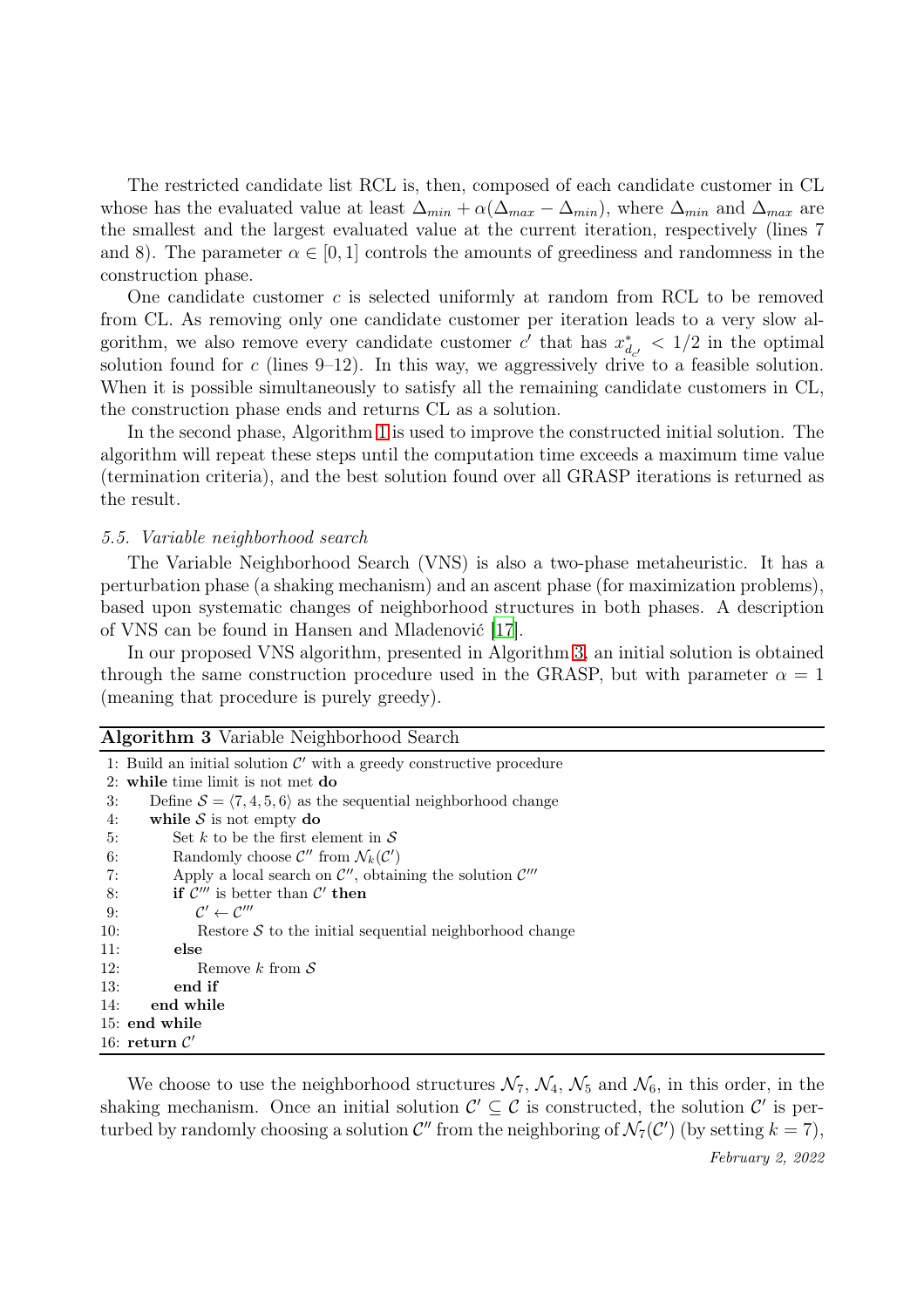The restricted candidate list RCL is, then, composed of each candidate customer in CL whose has the evaluated value at least $\Delta_{min} + \alpha(\Delta_{max} - \Delta_{min})$, where $\Delta_{min}$ and $\Delta_{max}$ are the smallest and the largest evaluated value at the current iteration, respectively (lines 7 and 8). The parameter $\alpha \in [0, 1]$ controls the amounts of greediness and randomness in the construction phase.

One candidate customer $c$ is selected uniformly at random from RCL to be removed from CL. As removing only one candidate customer per iteration leads to a very slow algorithm, we also remove every candidate customer $c'$ that has $x^*_{d_{c'}} < 1/2$ in the optimal solution found for $c$ (lines 9–12). In this way, we aggressively drive to a feasible solution. When it is possible simultaneously to satisfy all the remaining candidate customers in CL, the construction phase ends and returns CL as a solution.

In the second phase, Algorithm 1 is used to improve the constructed initial solution. The algorithm will repeat these steps until the computation time exceeds a maximum time value (termination criteria), and the best solution found over all GRASP iterations is returned as the result.

*5.5. Variable neighborhood search*

The Variable Neighborhood Search (VNS) is also a two-phase metaheuristic. It has a perturbation phase (a shaking mechanism) and an ascent phase (for maximization problems), based upon systematic changes of neighborhood structures in both phases. A description of VNS can be found in Hansen and Mladenović [17].

In our proposed VNS algorithm, presented in Algorithm 3, an initial solution is obtained through the same construction procedure used in the GRASP, but with parameter $\alpha = 1$ (meaning that procedure is purely greedy).

**Algorithm 3** Variable Neighborhood Search

```
1: Build an initial solution C' with a greedy constructive procedure
2: while time limit is not met do
3:     Define S = ⟨7, 4, 5, 6⟩ as the sequential neighborhood change
4:     while S is not empty do
5:         Set k to be the first element in S
6:         Randomly choose C'' from N_k(C')
7:         Apply a local search on C'', obtaining the solution C'''
8:         if C''' is better than C' then
9:             C' ← C'''
10:            Restore S to the initial sequential neighborhood change
11:        else
12:            Remove k from S
13:        end if
14:    end while
15: end while
16: return C'
```

We choose to use the neighborhood structures $\mathcal{N}_7$, $\mathcal{N}_4$, $\mathcal{N}_5$ and $\mathcal{N}_6$, in this order, in the shaking mechanism. Once an initial solution $\mathcal{C}' \subseteq \mathcal{C}$ is constructed, the solution $\mathcal{C}'$ is perturbed by randomly choosing a solution $\mathcal{C}''$ from the neighboring of $\mathcal{N}_7(\mathcal{C}')$ (by setting $k = 7$),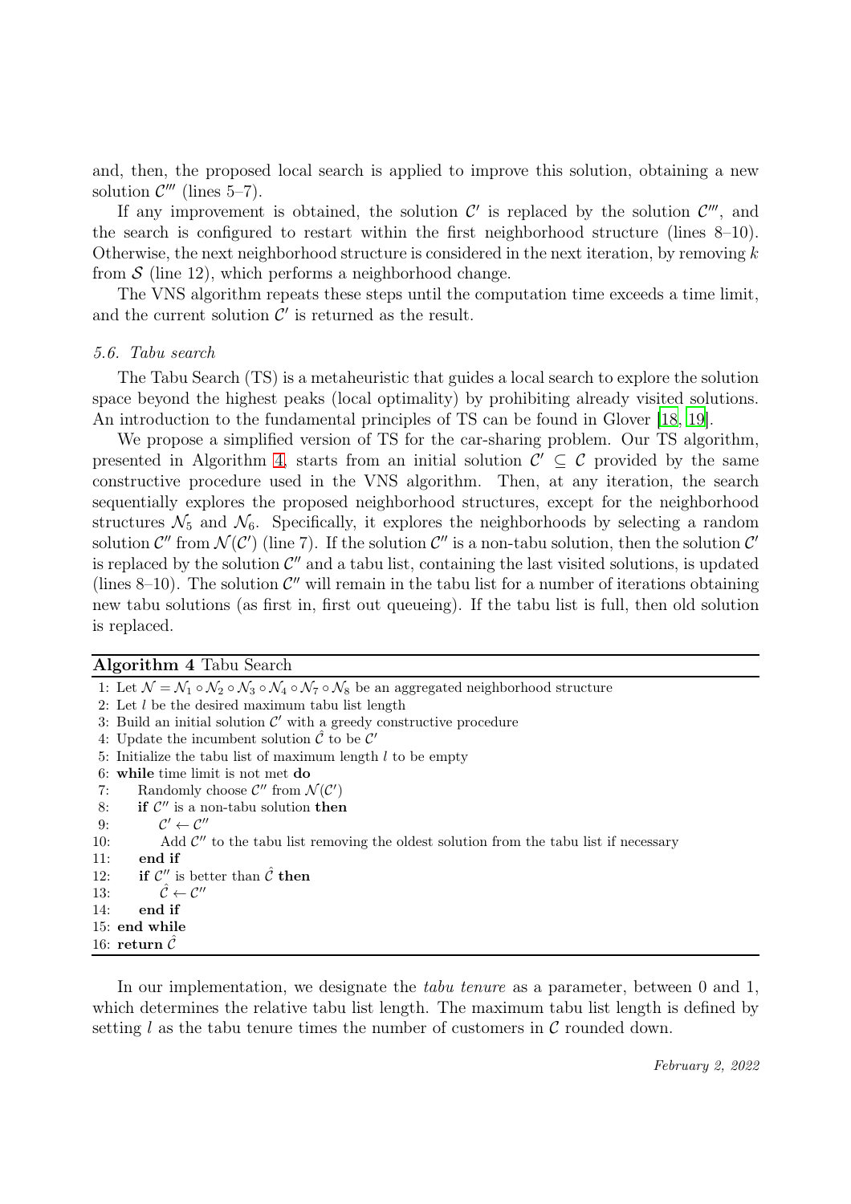and, then, the proposed local search is applied to improve this solution, obtaining a new solution $\mathcal{C}'''$ (lines 5–7).

If any improvement is obtained, the solution $\mathcal{C}'$ is replaced by the solution $\mathcal{C}'''$, and the search is configured to restart within the first neighborhood structure (lines 8–10). Otherwise, the next neighborhood structure is considered in the next iteration, by removing $k$ from $\mathcal{S}$ (line 12), which performs a neighborhood change.

The VNS algorithm repeats these steps until the computation time exceeds a time limit, and the current solution $\mathcal{C}'$ is returned as the result.

### *5.6. Tabu search*

The Tabu Search (TS) is a metaheuristic that guides a local search to explore the solution space beyond the highest peaks (local optimality) by prohibiting already visited solutions. An introduction to the fundamental principles of TS can be found in Glover [18, 19].

We propose a simplified version of TS for the car-sharing problem. Our TS algorithm, presented in Algorithm 4, starts from an initial solution $\mathcal{C}' \subseteq \mathcal{C}$ provided by the same constructive procedure used in the VNS algorithm. Then, at any iteration, the search sequentially explores the proposed neighborhood structures, except for the neighborhood structures $\mathcal{N}_5$ and $\mathcal{N}_6$. Specifically, it explores the neighborhoods by selecting a random solution $\mathcal{C}''$ from $\mathcal{N}(\mathcal{C}')$ (line 7). If the solution $\mathcal{C}''$ is a non-tabu solution, then the solution $\mathcal{C}'$ is replaced by the solution $\mathcal{C}''$ and a tabu list, containing the last visited solutions, is updated (lines 8–10). The solution $\mathcal{C}''$ will remain in the tabu list for a number of iterations obtaining new tabu solutions (as first in, first out queueing). If the tabu list is full, then old solution is replaced.

**Algorithm 4** Tabu Search

```
1: Let N = N_1 ∘ N_2 ∘ N_3 ∘ N_4 ∘ N_7 ∘ N_8 be an aggregated neighborhood structure
2: Let l be the desired maximum tabu list length
3: Build an initial solution C' with a greedy constructive procedure
4: Update the incumbent solution Ĉ to be C'
5: Initialize the tabu list of maximum length l to be empty
6: while time limit is not met do
7:     Randomly choose C'' from N(C')
8:     if C'' is a non-tabu solution then
9:         C' ← C''
10:        Add C'' to the tabu list removing the oldest solution from the tabu list if necessary
11:    end if
12:    if C'' is better than Ĉ then
13:        Ĉ ← C''
14:    end if
15: end while
16: return Ĉ
```

In our implementation, we designate the *tabu tenure* as a parameter, between 0 and 1, which determines the relative tabu list length. The maximum tabu list length is defined by setting $l$ as the tabu tenure times the number of customers in $\mathcal{C}$ rounded down.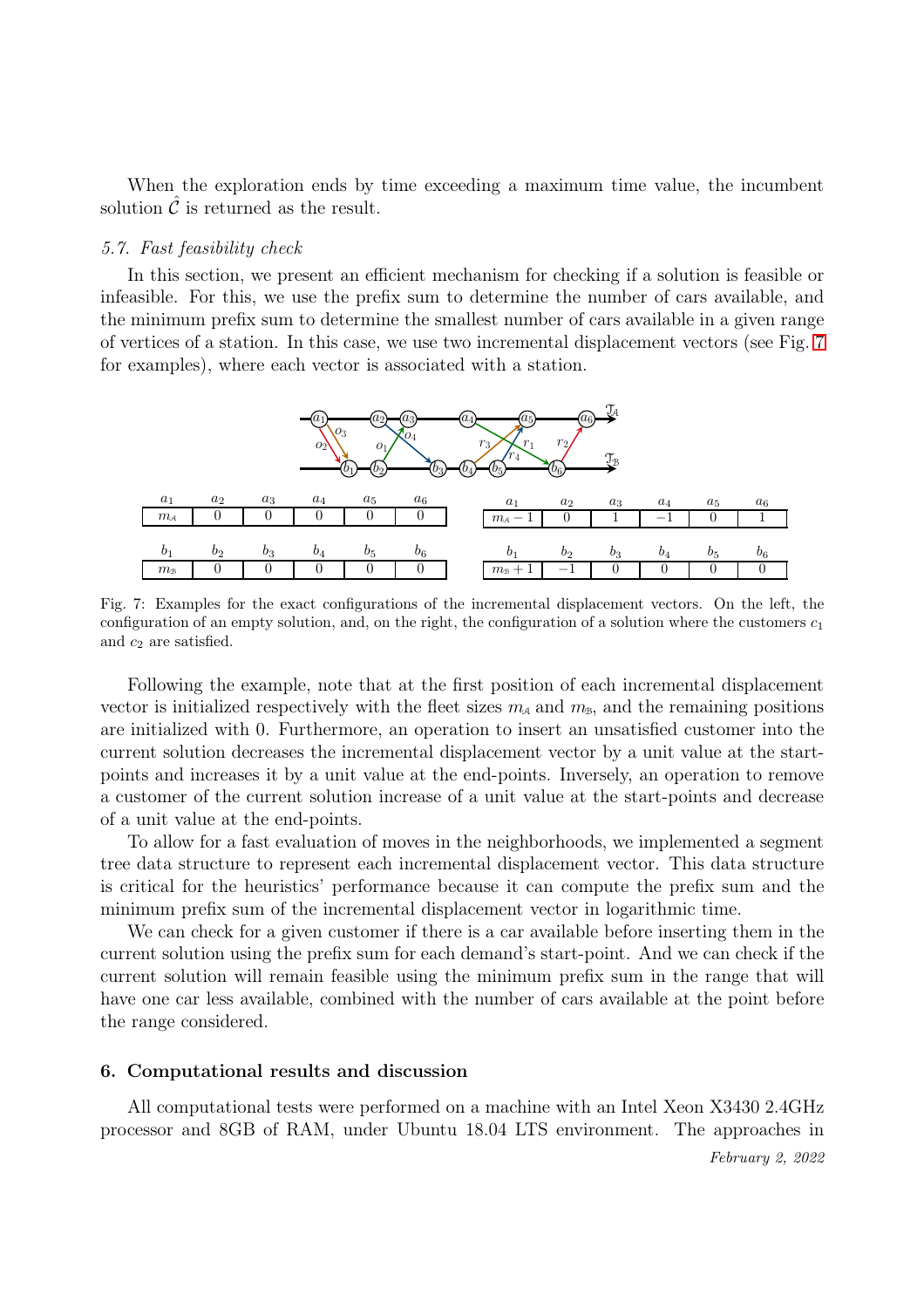When the exploration ends by time exceeding a maximum time value, the incumbent solution $\hat{\mathcal{C}}$ is returned as the result.

### 5.7. Fast feasibility check

In this section, we present an efficient mechanism for checking if a solution is feasible or infeasible. For this, we use the prefix sum to determine the number of cars available, and the minimum prefix sum to determine the smallest number of cars available in a given range of vertices of a station. In this case, we use two incremental displacement vectors (see Fig. 7 for examples), where each vector is associated with a station.

| $a_1$ | $a_2$ | $a_3$ | $a_4$ | $a_5$ | $a_6$ |
|---|---|---|---|---|---|
| $m_{\mathcal{A}}$ | 0 | 0 | 0 | 0 | 0 |

| $b_1$ | $b_2$ | $b_3$ | $b_4$ | $b_5$ | $b_6$ |
|---|---|---|---|---|---|
| $m_{\mathcal{B}}$ | 0 | 0 | 0 | 0 | 0 |

| $a_1$ | $a_2$ | $a_3$ | $a_4$ | $a_5$ | $a_6$ |
|---|---|---|---|---|---|
| $m_{\mathcal{A}} - 1$ | 0 | 1 | $-1$ | 0 | 1 |

| $b_1$ | $b_2$ | $b_3$ | $b_4$ | $b_5$ | $b_6$ |
|---|---|---|---|---|---|
| $m_{\mathcal{B}} + 1$ | $-1$ | 0 | 0 | 0 | 0 |

Fig. 7: Examples for the exact configurations of the incremental displacement vectors. On the left, the configuration of an empty solution, and, on the right, the configuration of a solution where the customers $c_1$ and $c_2$ are satisfied.

Following the example, note that at the first position of each incremental displacement vector is initialized respectively with the fleet sizes $m_{\mathcal{A}}$ and $m_{\mathcal{B}}$, and the remaining positions are initialized with 0. Furthermore, an operation to insert an unsatisfied customer into the current solution decreases the incremental displacement vector by a unit value at the start-points and increases it by a unit value at the end-points. Inversely, an operation to remove a customer of the current solution increase of a unit value at the start-points and decrease of a unit value at the end-points.

To allow for a fast evaluation of moves in the neighborhoods, we implemented a segment tree data structure to represent each incremental displacement vector. This data structure is critical for the heuristics' performance because it can compute the prefix sum and the minimum prefix sum of the incremental displacement vector in logarithmic time.

We can check for a given customer if there is a car available before inserting them in the current solution using the prefix sum for each demand's start-point. And we can check if the current solution will remain feasible using the minimum prefix sum in the range that will have one car less available, combined with the number of cars available at the point before the range considered.

## 6. Computational results and discussion

All computational tests were performed on a machine with an Intel Xeon X3430 2.4GHz processor and 8GB of RAM, under Ubuntu 18.04 LTS environment. The approaches in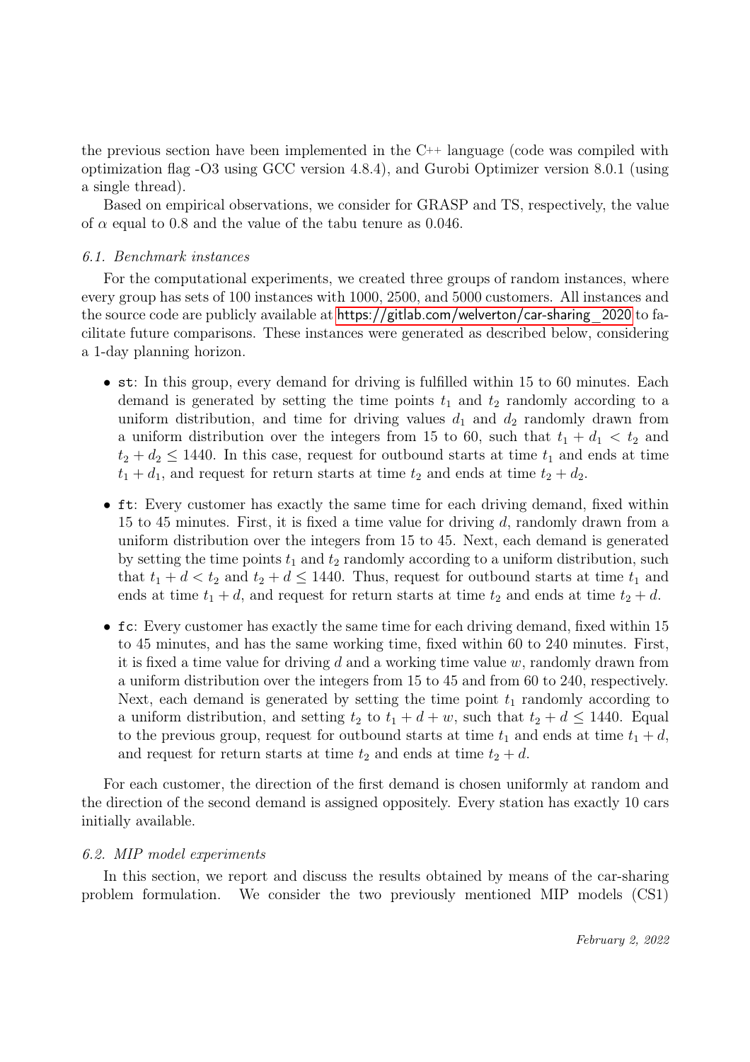the previous section have been implemented in the C++ language (code was compiled with optimization flag -O3 using GCC version 4.8.4), and Gurobi Optimizer version 8.0.1 (using a single thread).

Based on empirical observations, we consider for GRASP and TS, respectively, the value of $\alpha$ equal to 0.8 and the value of the tabu tenure as 0.046.

### 6.1. Benchmark instances

For the computational experiments, we created three groups of random instances, where every group has sets of 100 instances with 1000, 2500, and 5000 customers. All instances and the source code are publicly available at https://gitlab.com/welverton/car-sharing_2020 to facilitate future comparisons. These instances were generated as described below, considering a 1-day planning horizon.

- `st`: In this group, every demand for driving is fulfilled within 15 to 60 minutes. Each demand is generated by setting the time points $t_1$ and $t_2$ randomly according to a uniform distribution, and time for driving values $d_1$ and $d_2$ randomly drawn from a uniform distribution over the integers from 15 to 60, such that $t_1 + d_1 < t_2$ and $t_2 + d_2 \leq 1440$. In this case, request for outbound starts at time $t_1$ and ends at time $t_1 + d_1$, and request for return starts at time $t_2$ and ends at time $t_2 + d_2$.
- `ft`: Every customer has exactly the same time for each driving demand, fixed within 15 to 45 minutes. First, it is fixed a time value for driving $d$, randomly drawn from a uniform distribution over the integers from 15 to 45. Next, each demand is generated by setting the time points $t_1$ and $t_2$ randomly according to a uniform distribution, such that $t_1 + d < t_2$ and $t_2 + d \leq 1440$. Thus, request for outbound starts at time $t_1$ and ends at time $t_1 + d$, and request for return starts at time $t_2$ and ends at time $t_2 + d$.
- `fc`: Every customer has exactly the same time for each driving demand, fixed within 15 to 45 minutes, and has the same working time, fixed within 60 to 240 minutes. First, it is fixed a time value for driving $d$ and a working time value $w$, randomly drawn from a uniform distribution over the integers from 15 to 45 and from 60 to 240, respectively. Next, each demand is generated by setting the time point $t_1$ randomly according to a uniform distribution, and setting $t_2$ to $t_1 + d + w$, such that $t_2 + d \leq 1440$. Equal to the previous group, request for outbound starts at time $t_1$ and ends at time $t_1 + d$, and request for return starts at time $t_2$ and ends at time $t_2 + d$.

For each customer, the direction of the first demand is chosen uniformly at random and the direction of the second demand is assigned oppositely. Every station has exactly 10 cars initially available.

### 6.2. MIP model experiments

In this section, we report and discuss the results obtained by means of the car-sharing problem formulation. We consider the two previously mentioned MIP models (CS1)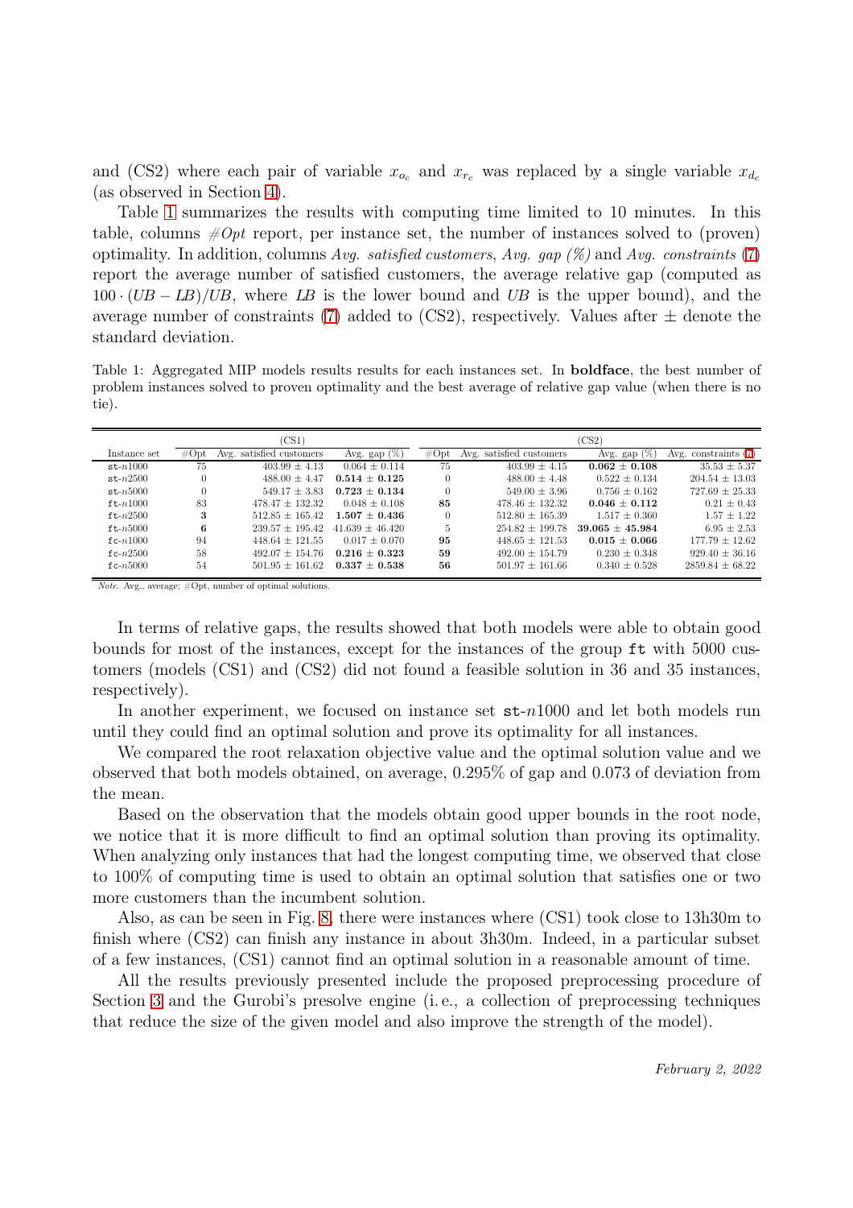and (CS2) where each pair of variable $x_{o_c}$ and $x_{r_c}$ was replaced by a single variable $x_{d_c}$ (as observed in Section 4).

Table 1 summarizes the results with computing time limited to 10 minutes. In this table, columns *#Opt* report, per instance set, the number of instances solved to (proven) optimality. In addition, columns *Avg. satisfied customers*, *Avg. gap (%)* and *Avg. constraints* (7) report the average number of satisfied customers, the average relative gap (computed as $100 \cdot (UB - LB)/UB$, where *LB* is the lower bound and *UB* is the upper bound), and the average number of constraints (7) added to (CS2), respectively. Values after ± denote the standard deviation.

Table 1: Aggregated MIP models results results for each instances set. In **boldface**, the best number of problem instances solved to proven optimality and the best average of relative gap value (when there is no tie).

| | (CS1) | | | (CS2) | | | |
|---|---|---|---|---|---|---|---|
| Instance set | #Opt | Avg. satisfied customers | Avg. gap (%) | #Opt | Avg. satisfied customers | Avg. gap (%) | Avg. constraints (7) |
| st-$n$1000 | 75 | 403.99 ± 4.13 | 0.064 ± 0.114 | 75 | 403.99 ± 4.15 | **0.062 ± 0.108** | 35.53 ± 5.37 |
| st-$n$2500 | 0 | 488.00 ± 4.47 | **0.514 ± 0.125** | 0 | 488.00 ± 4.48 | 0.522 ± 0.134 | 204.54 ± 13.03 |
| st-$n$5000 | 0 | 549.17 ± 3.83 | **0.723 ± 0.134** | 0 | 549.00 ± 3.96 | 0.756 ± 0.162 | 727.69 ± 25.33 |
| ft-$n$1000 | 83 | 478.47 ± 132.32 | 0.048 ± 0.108 | **85** | 478.46 ± 132.32 | **0.046 ± 0.112** | 0.21 ± 0.43 |
| ft-$n$2500 | **3** | 512.85 ± 165.42 | **1.507 ± 0.436** | 0 | 512.80 ± 165.39 | 1.517 ± 0.360 | 1.57 ± 1.22 |
| ft-$n$5000 | **6** | 239.57 ± 195.42 | 41.639 ± 46.420 | 5 | 254.82 ± 199.78 | **39.065 ± 45.984** | 6.95 ± 2.53 |
| fc-$n$1000 | 94 | 448.64 ± 121.55 | 0.017 ± 0.070 | **95** | 448.65 ± 121.53 | **0.015 ± 0.066** | 177.79 ± 12.62 |
| fc-$n$2500 | 58 | 492.07 ± 154.76 | **0.216 ± 0.323** | **59** | 492.00 ± 154.79 | 0.230 ± 0.348 | 929.40 ± 36.16 |
| fc-$n$5000 | 54 | 501.95 ± 161.62 | **0.337 ± 0.538** | **56** | 501.97 ± 161.66 | 0.340 ± 0.528 | 2859.84 ± 68.22 |

*Note.* Avg., average; #Opt, number of optimal solutions.

In terms of relative gaps, the results showed that both models were able to obtain good bounds for most of the instances, except for the instances of the group ft with 5000 customers (models (CS1) and (CS2) did not found a feasible solution in 36 and 35 instances, respectively).

In another experiment, we focused on instance set st-$n$1000 and let both models run until they could find an optimal solution and prove its optimality for all instances.

We compared the root relaxation objective value and the optimal solution value and we observed that both models obtained, on average, 0.295% of gap and 0.073 of deviation from the mean.

Based on the observation that the models obtain good upper bounds in the root node, we notice that it is more difficult to find an optimal solution than proving its optimality. When analyzing only instances that had the longest computing time, we observed that close to 100% of computing time is used to obtain an optimal solution that satisfies one or two more customers than the incumbent solution.

Also, as can be seen in Fig. 8, there were instances where (CS1) took close to 13h30m to finish where (CS2) can finish any instance in about 3h30m. Indeed, in a particular subset of a few instances, (CS1) cannot find an optimal solution in a reasonable amount of time.

All the results previously presented include the proposed preprocessing procedure of Section 3 and the Gurobi's presolve engine (i. e., a collection of preprocessing techniques that reduce the size of the given model and also improve the strength of the model).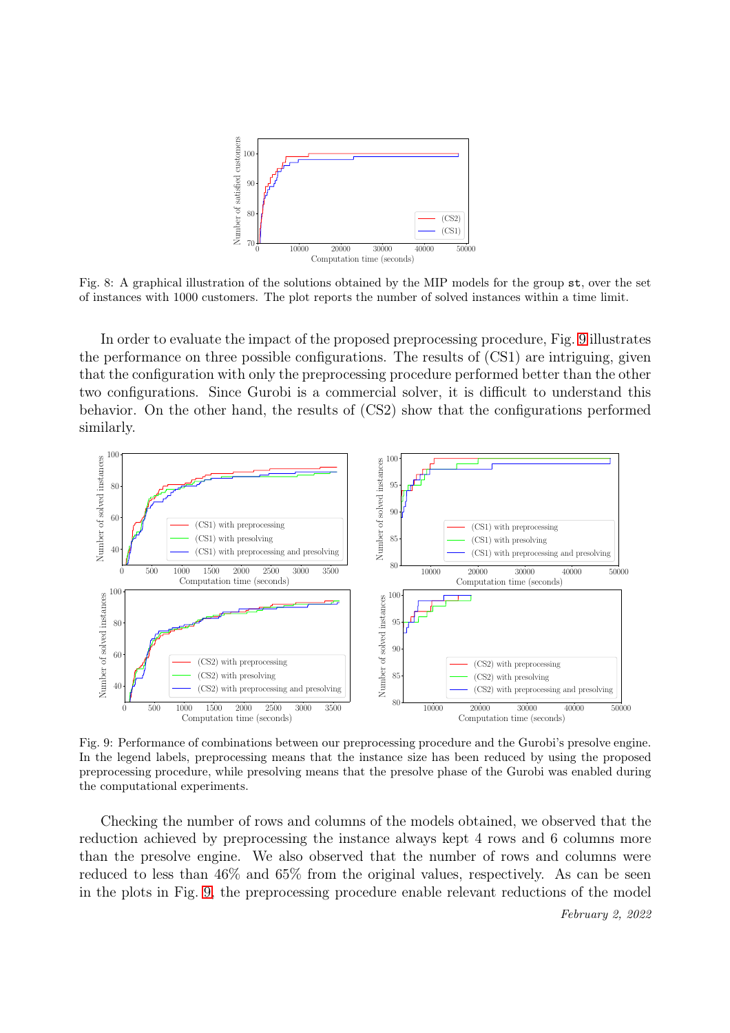Fig. 8: A graphical illustration of the solutions obtained by the MIP models for the group `st`, over the set of instances with 1000 customers. The plot reports the number of solved instances within a time limit.

In order to evaluate the impact of the proposed preprocessing procedure, Fig. 9 illustrates the performance on three possible configurations. The results of (CS1) are intriguing, given that the configuration with only the preprocessing procedure performed better than the other two configurations. Since Gurobi is a commercial solver, it is difficult to understand this behavior. On the other hand, the results of (CS2) show that the configurations performed similarly.

Fig. 9: Performance of combinations between our preprocessing procedure and the Gurobi's presolve engine. In the legend labels, preprocessing means that the instance size has been reduced by using the proposed preprocessing procedure, while presolving means that the presolve phase of the Gurobi was enabled during the computational experiments.

Checking the number of rows and columns of the models obtained, we observed that the reduction achieved by preprocessing the instance always kept 4 rows and 6 columns more than the presolve engine. We also observed that the number of rows and columns were reduced to less than 46% and 65% from the original values, respectively. As can be seen in the plots in Fig. 9, the preprocessing procedure enable relevant reductions of the model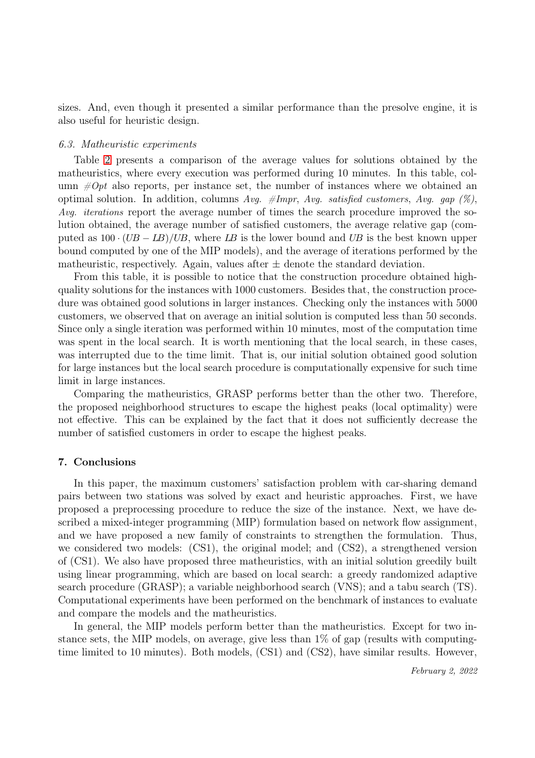sizes. And, even though it presented a similar performance than the presolve engine, it is also useful for heuristic design.

### 6.3. Matheuristic experiments

Table 2 presents a comparison of the average values for solutions obtained by the matheuristics, where every execution was performed during 10 minutes. In this table, column *#Opt* also reports, per instance set, the number of instances where we obtained an optimal solution. In addition, columns *Avg. #Impr*, *Avg. satisfied customers*, *Avg. gap (%)*, *Avg. iterations* report the average number of times the search procedure improved the solution obtained, the average number of satisfied customers, the average relative gap (computed as $100 \cdot (UB - LB)/UB$, where *LB* is the lower bound and *UB* is the best known upper bound computed by one of the MIP models), and the average of iterations performed by the matheuristic, respectively. Again, values after $\pm$ denote the standard deviation.

From this table, it is possible to notice that the construction procedure obtained high-quality solutions for the instances with 1000 customers. Besides that, the construction procedure was obtained good solutions in larger instances. Checking only the instances with 5000 customers, we observed that on average an initial solution is computed less than 50 seconds. Since only a single iteration was performed within 10 minutes, most of the computation time was spent in the local search. It is worth mentioning that the local search, in these cases, was interrupted due to the time limit. That is, our initial solution obtained good solution for large instances but the local search procedure is computationally expensive for such time limit in large instances.

Comparing the matheuristics, GRASP performs better than the other two. Therefore, the proposed neighborhood structures to escape the highest peaks (local optimality) were not effective. This can be explained by the fact that it does not sufficiently decrease the number of satisfied customers in order to escape the highest peaks.

## 7. Conclusions

In this paper, the maximum customers' satisfaction problem with car-sharing demand pairs between two stations was solved by exact and heuristic approaches. First, we have proposed a preprocessing procedure to reduce the size of the instance. Next, we have described a mixed-integer programming (MIP) formulation based on network flow assignment, and we have proposed a new family of constraints to strengthen the formulation. Thus, we considered two models: (CS1), the original model; and (CS2), a strengthened version of (CS1). We also have proposed three matheuristics, with an initial solution greedily built using linear programming, which are based on local search: a greedy randomized adaptive search procedure (GRASP); a variable neighborhood search (VNS); and a tabu search (TS). Computational experiments have been performed on the benchmark of instances to evaluate and compare the models and the matheuristics.

In general, the MIP models perform better than the matheuristics. Except for two instance sets, the MIP models, on average, give less than 1% of gap (results with computing-time limited to 10 minutes). Both models, (CS1) and (CS2), have similar results. However,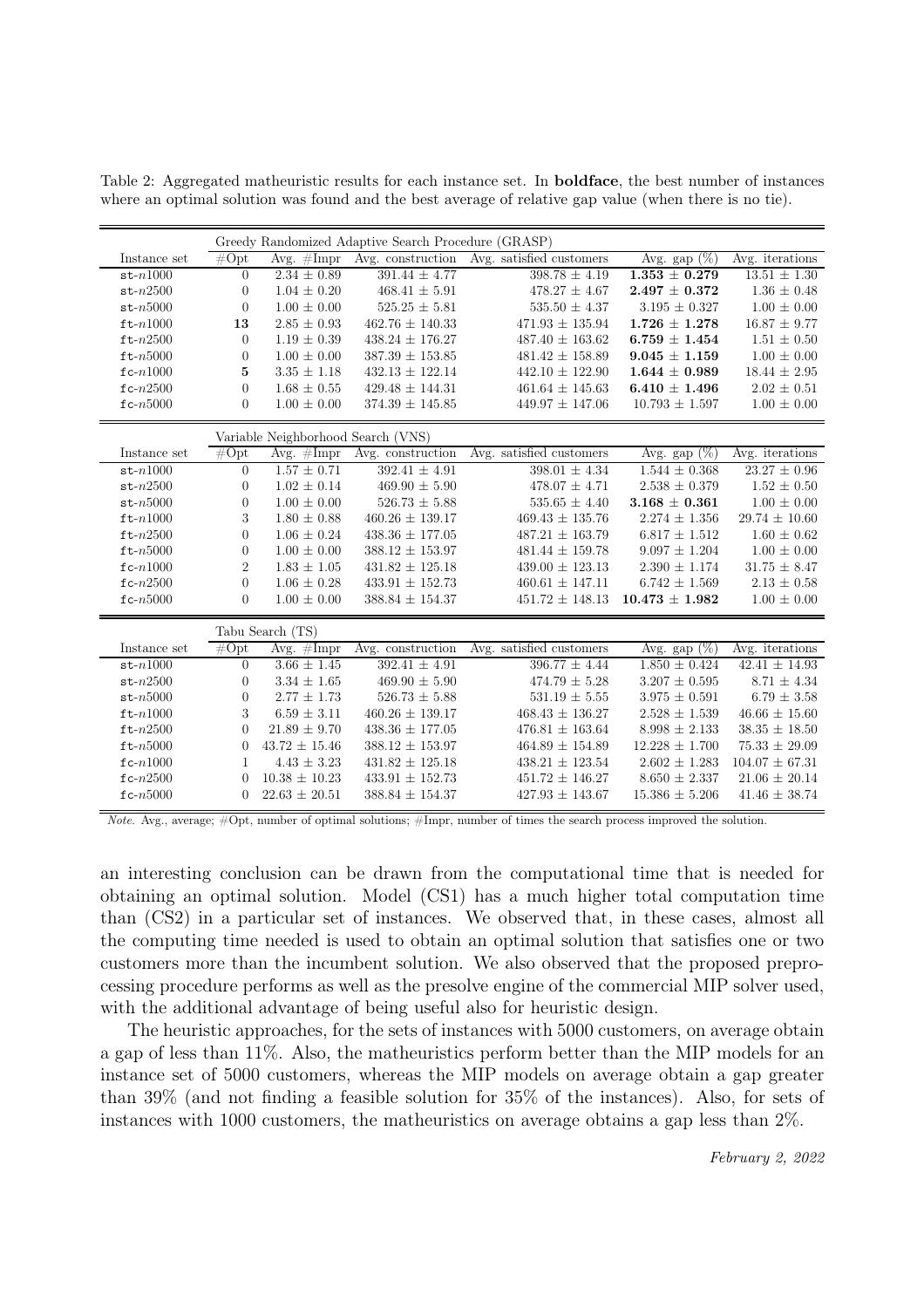Table 2: Aggregated matheuristic results for each instance set. In **boldface**, the best number of instances where an optimal solution was found and the best average of relative gap value (when there is no tie).

| Greedy Randomized Adaptive Search Procedure (GRASP) | | | | | | |
|---|---|---|---|---|---|---|
| Instance set | #Opt | Avg. #Impr | Avg. construction | Avg. satisfied customers | Avg. gap (%) | Avg. iterations |
| st-$n$1000 | 0 | $2.34 \pm 0.89$ | $391.44 \pm 4.77$ | $398.78 \pm 4.19$ | $\mathbf{1.353 \pm 0.279}$ | $13.51 \pm 1.30$ |
| st-$n$2500 | 0 | $1.04 \pm 0.20$ | $468.41 \pm 5.91$ | $478.27 \pm 4.67$ | $\mathbf{2.497 \pm 0.372}$ | $1.36 \pm 0.48$ |
| st-$n$5000 | 0 | $1.00 \pm 0.00$ | $525.25 \pm 5.81$ | $535.50 \pm 4.37$ | $3.195 \pm 0.327$ | $1.00 \pm 0.00$ |
| ft-$n$1000 | **13** | $2.85 \pm 0.93$ | $462.76 \pm 140.33$ | $471.93 \pm 135.94$ | $\mathbf{1.726 \pm 1.278}$ | $16.87 \pm 9.77$ |
| ft-$n$2500 | 0 | $1.19 \pm 0.39$ | $438.24 \pm 176.27$ | $487.40 \pm 163.62$ | $\mathbf{6.759 \pm 1.454}$ | $1.51 \pm 0.50$ |
| ft-$n$5000 | 0 | $1.00 \pm 0.00$ | $387.39 \pm 153.85$ | $481.42 \pm 158.89$ | $\mathbf{9.045 \pm 1.159}$ | $1.00 \pm 0.00$ |
| fc-$n$1000 | **5** | $3.35 \pm 1.18$ | $432.13 \pm 122.14$ | $442.10 \pm 122.90$ | $\mathbf{1.644 \pm 0.989}$ | $18.44 \pm 2.95$ |
| fc-$n$2500 | 0 | $1.68 \pm 0.55$ | $429.48 \pm 144.31$ | $461.64 \pm 145.63$ | $\mathbf{6.410 \pm 1.496}$ | $2.02 \pm 0.51$ |
| fc-$n$5000 | 0 | $1.00 \pm 0.00$ | $374.39 \pm 145.85$ | $449.97 \pm 147.06$ | $10.793 \pm 1.597$ | $1.00 \pm 0.00$ |
| **Variable Neighborhood Search (VNS)** | | | | | | |
| Instance set | #Opt | Avg. #Impr | Avg. construction | Avg. satisfied customers | Avg. gap (%) | Avg. iterations |
| st-$n$1000 | 0 | $1.57 \pm 0.71$ | $392.41 \pm 4.91$ | $398.01 \pm 4.34$ | $1.544 \pm 0.368$ | $23.27 \pm 0.96$ |
| st-$n$2500 | 0 | $1.02 \pm 0.14$ | $469.90 \pm 5.90$ | $478.07 \pm 4.71$ | $2.538 \pm 0.379$ | $1.52 \pm 0.50$ |
| st-$n$5000 | 0 | $1.00 \pm 0.00$ | $526.73 \pm 5.88$ | $535.65 \pm 4.40$ | $\mathbf{3.168 \pm 0.361}$ | $1.00 \pm 0.00$ |
| ft-$n$1000 | 3 | $1.80 \pm 0.88$ | $460.26 \pm 139.17$ | $469.43 \pm 135.76$ | $2.274 \pm 1.356$ | $29.74 \pm 10.60$ |
| ft-$n$2500 | 0 | $1.06 \pm 0.24$ | $438.36 \pm 177.05$ | $487.21 \pm 163.79$ | $6.817 \pm 1.512$ | $1.60 \pm 0.62$ |
| ft-$n$5000 | 0 | $1.00 \pm 0.00$ | $388.12 \pm 153.97$ | $481.44 \pm 159.78$ | $9.097 \pm 1.204$ | $1.00 \pm 0.00$ |
| fc-$n$1000 | 2 | $1.83 \pm 1.05$ | $431.82 \pm 125.18$ | $439.00 \pm 123.13$ | $2.390 \pm 1.174$ | $31.75 \pm 8.47$ |
| fc-$n$2500 | 0 | $1.06 \pm 0.28$ | $433.91 \pm 152.73$ | $460.61 \pm 147.11$ | $6.742 \pm 1.569$ | $2.13 \pm 0.58$ |
| fc-$n$5000 | 0 | $1.00 \pm 0.00$ | $388.84 \pm 154.37$ | $451.72 \pm 148.13$ | $\mathbf{10.473 \pm 1.982}$ | $1.00 \pm 0.00$ |
| **Tabu Search (TS)** | | | | | | |
| Instance set | #Opt | Avg. #Impr | Avg. construction | Avg. satisfied customers | Avg. gap (%) | Avg. iterations |
| st-$n$1000 | 0 | $3.66 \pm 1.45$ | $392.41 \pm 4.91$ | $396.77 \pm 4.44$ | $1.850 \pm 0.424$ | $42.41 \pm 14.93$ |
| st-$n$2500 | 0 | $3.34 \pm 1.65$ | $469.90 \pm 5.90$ | $474.79 \pm 5.28$ | $3.207 \pm 0.595$ | $8.71 \pm 4.34$ |
| st-$n$5000 | 0 | $2.77 \pm 1.73$ | $526.73 \pm 5.88$ | $531.19 \pm 5.55$ | $3.975 \pm 0.591$ | $6.79 \pm 3.58$ |
| ft-$n$1000 | 3 | $6.59 \pm 3.11$ | $460.26 \pm 139.17$ | $468.43 \pm 136.27$ | $2.528 \pm 1.539$ | $46.66 \pm 15.60$ |
| ft-$n$2500 | 0 | $21.89 \pm 9.70$ | $438.36 \pm 177.05$ | $476.81 \pm 163.64$ | $8.998 \pm 2.133$ | $38.35 \pm 18.50$ |
| ft-$n$5000 | 0 | $43.72 \pm 15.46$ | $388.12 \pm 153.97$ | $464.89 \pm 154.89$ | $12.228 \pm 1.700$ | $75.33 \pm 29.09$ |
| fc-$n$1000 | 1 | $4.43 \pm 3.23$ | $431.82 \pm 125.18$ | $438.21 \pm 123.54$ | $2.602 \pm 1.283$ | $104.07 \pm 67.31$ |
| fc-$n$2500 | 0 | $10.38 \pm 10.23$ | $433.91 \pm 152.73$ | $451.72 \pm 146.27$ | $8.650 \pm 2.337$ | $21.06 \pm 20.14$ |
| fc-$n$5000 | 0 | $22.63 \pm 20.51$ | $388.84 \pm 154.37$ | $427.93 \pm 143.67$ | $15.386 \pm 5.206$ | $41.46 \pm 38.74$ |

*Note.* Avg., average; #Opt, number of optimal solutions; #Impr, number of times the search process improved the solution.

an interesting conclusion can be drawn from the computational time that is needed for obtaining an optimal solution. Model (CS1) has a much higher total computation time than (CS2) in a particular set of instances. We observed that, in these cases, almost all the computing time needed is used to obtain an optimal solution that satisfies one or two customers more than the incumbent solution. We also observed that the proposed preprocessing procedure performs as well as the presolve engine of the commercial MIP solver used, with the additional advantage of being useful also for heuristic design.

The heuristic approaches, for the sets of instances with 5000 customers, on average obtain a gap of less than 11%. Also, the matheuristics perform better than the MIP models for an instance set of 5000 customers, whereas the MIP models on average obtain a gap greater than 39% (and not finding a feasible solution for 35% of the instances). Also, for sets of instances with 1000 customers, the matheuristics on average obtains a gap less than 2%.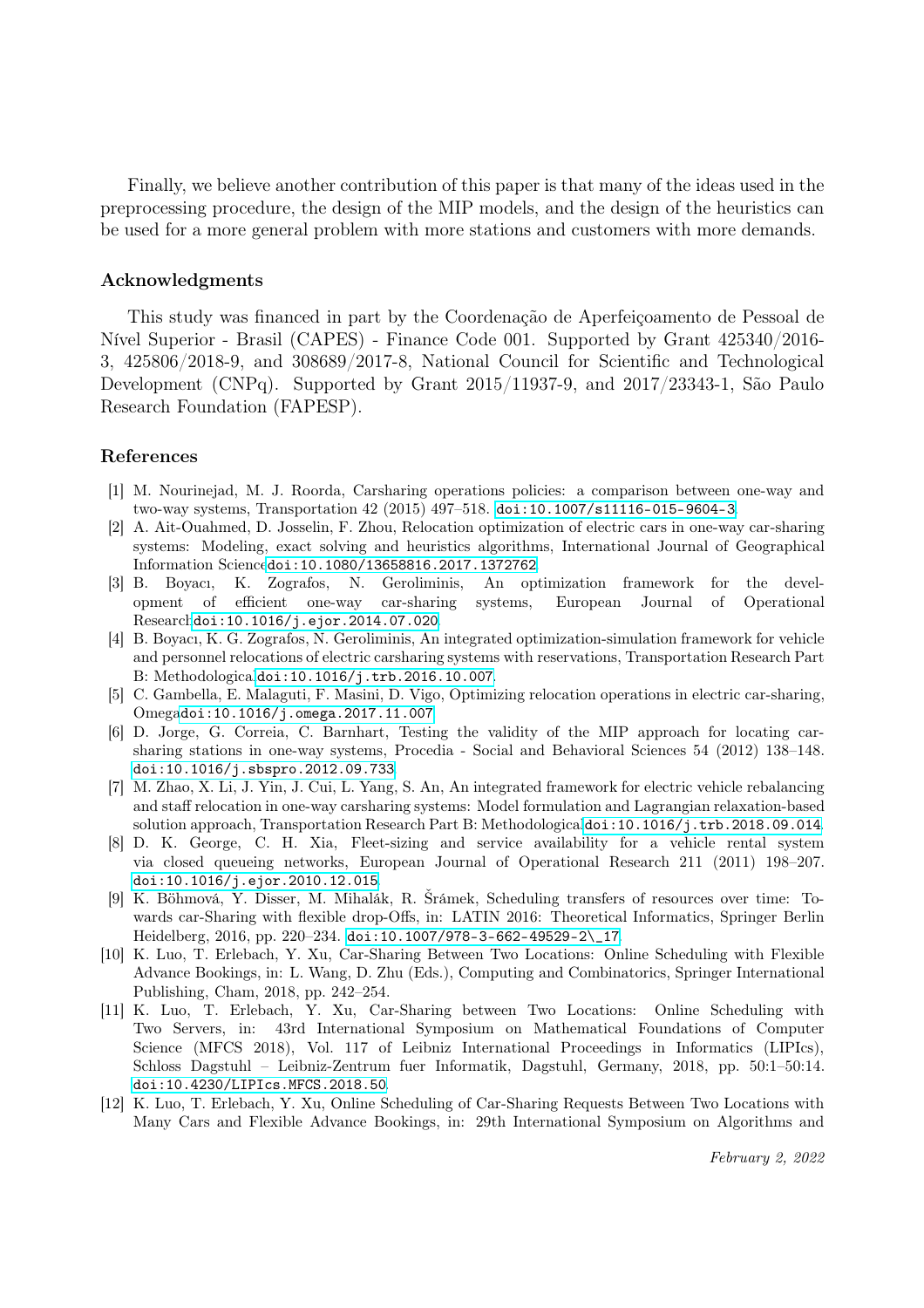Finally, we believe another contribution of this paper is that many of the ideas used in the preprocessing procedure, the design of the MIP models, and the design of the heuristics can be used for a more general problem with more stations and customers with more demands.

### Acknowledgments

This study was financed in part by the Coordenação de Aperfeiçoamento de Pessoal de Nível Superior - Brasil (CAPES) - Finance Code 001. Supported by Grant 425340/2016-3, 425806/2018-9, and 308689/2017-8, National Council for Scientific and Technological Development (CNPq). Supported by Grant 2015/11937-9, and 2017/23343-1, São Paulo Research Foundation (FAPESP).

### References

[1] M. Nourinejad, M. J. Roorda, Carsharing operations policies: a comparison between one-way and two-way systems, Transportation 42 (2015) 497–518. doi:10.1007/s11116-015-9604-3.

[2] A. Ait-Ouahmed, D. Josselin, F. Zhou, Relocation optimization of electric cars in one-way car-sharing systems: Modeling, exact solving and heuristics algorithms, International Journal of Geographical Information Sciencedoi:10.1080/13658816.2017.1372762.

[3] B. Boyacı, K. Zografos, N. Geroliminis, An optimization framework for the development of efficient one-way car-sharing systems, European Journal of Operational Researchdoi:10.1016/j.ejor.2014.07.020.

[4] B. Boyacı, K. G. Zografos, N. Geroliminis, An integrated optimization-simulation framework for vehicle and personnel relocations of electric carsharing systems with reservations, Transportation Research Part B: Methodologicaldoi:10.1016/j.trb.2016.10.007.

[5] C. Gambella, E. Malaguti, F. Masini, D. Vigo, Optimizing relocation operations in electric car-sharing, Omegadoi:10.1016/j.omega.2017.11.007.

[6] D. Jorge, G. Correia, C. Barnhart, Testing the validity of the MIP approach for locating carsharing stations in one-way systems, Procedia - Social and Behavioral Sciences 54 (2012) 138–148. doi:10.1016/j.sbspro.2012.09.733.

[7] M. Zhao, X. Li, J. Yin, J. Cui, L. Yang, S. An, An integrated framework for electric vehicle rebalancing and staff relocation in one-way carsharing systems: Model formulation and Lagrangian relaxation-based solution approach, Transportation Research Part B: Methodologicaldoi:10.1016/j.trb.2018.09.014.

[8] D. K. George, C. H. Xia, Fleet-sizing and service availability for a vehicle rental system via closed queueing networks, European Journal of Operational Research 211 (2011) 198–207. doi:10.1016/j.ejor.2010.12.015.

[9] K. Böhmová, Y. Disser, M. Mihalák, R. Šrámek, Scheduling transfers of resources over time: Towards car-Sharing with flexible drop-Offs, in: LATIN 2016: Theoretical Informatics, Springer Berlin Heidelberg, 2016, pp. 220–234. doi:10.1007/978-3-662-49529-2\_17.

[10] K. Luo, T. Erlebach, Y. Xu, Car-Sharing Between Two Locations: Online Scheduling with Flexible Advance Bookings, in: L. Wang, D. Zhu (Eds.), Computing and Combinatorics, Springer International Publishing, Cham, 2018, pp. 242–254.

[11] K. Luo, T. Erlebach, Y. Xu, Car-Sharing between Two Locations: Online Scheduling with Two Servers, in: 43rd International Symposium on Mathematical Foundations of Computer Science (MFCS 2018), Vol. 117 of Leibniz International Proceedings in Informatics (LIPIcs), Schloss Dagstuhl – Leibniz-Zentrum fuer Informatik, Dagstuhl, Germany, 2018, pp. 50:1–50:14. doi:10.4230/LIPIcs.MFCS.2018.50.

[12] K. Luo, T. Erlebach, Y. Xu, Online Scheduling of Car-Sharing Requests Between Two Locations with Many Cars and Flexible Advance Bookings, in: 29th International Symposium on Algorithms and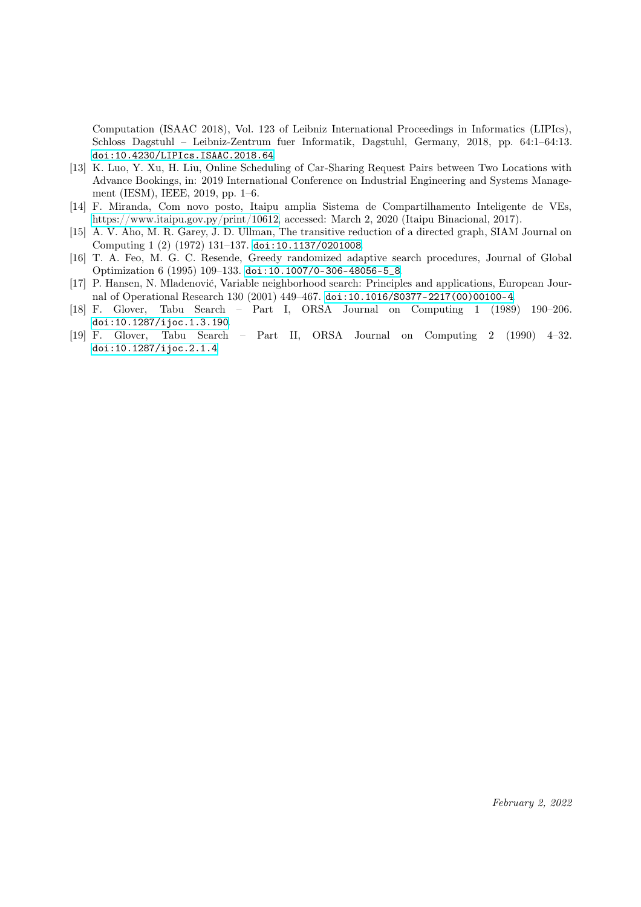Computation (ISAAC 2018), Vol. 123 of Leibniz International Proceedings in Informatics (LIPIcs), Schloss Dagstuhl – Leibniz-Zentrum fuer Informatik, Dagstuhl, Germany, 2018, pp. 64:1–64:13. doi:10.4230/LIPIcs.ISAAC.2018.64

[13] K. Luo, Y. Xu, H. Liu, Online Scheduling of Car-Sharing Request Pairs between Two Locations with Advance Bookings, in: 2019 International Conference on Industrial Engineering and Systems Management (IESM), IEEE, 2019, pp. 1–6.

[14] F. Miranda, Com novo posto, Itaipu amplia Sistema de Compartilhamento Inteligente de VEs, https://www.itaipu.gov.py/print/10612, accessed: March 2, 2020 (Itaipu Binacional, 2017).

[15] A. V. Aho, M. R. Garey, J. D. Ullman, The transitive reduction of a directed graph, SIAM Journal on Computing 1 (2) (1972) 131–137. doi:10.1137/0201008

[16] T. A. Feo, M. G. C. Resende, Greedy randomized adaptive search procedures, Journal of Global Optimization 6 (1995) 109–133. doi:10.1007/0-306-48056-5_8

[17] P. Hansen, N. Mladenović, Variable neighborhood search: Principles and applications, European Journal of Operational Research 130 (2001) 449–467. doi:10.1016/S0377-2217(00)00100-4

[18] F. Glover, Tabu Search – Part I, ORSA Journal on Computing 1 (1989) 190–206. doi:10.1287/ijoc.1.3.190

[19] F. Glover, Tabu Search – Part II, ORSA Journal on Computing 2 (1990) 4–32. doi:10.1287/ijoc.2.1.4

*February 2, 2022*